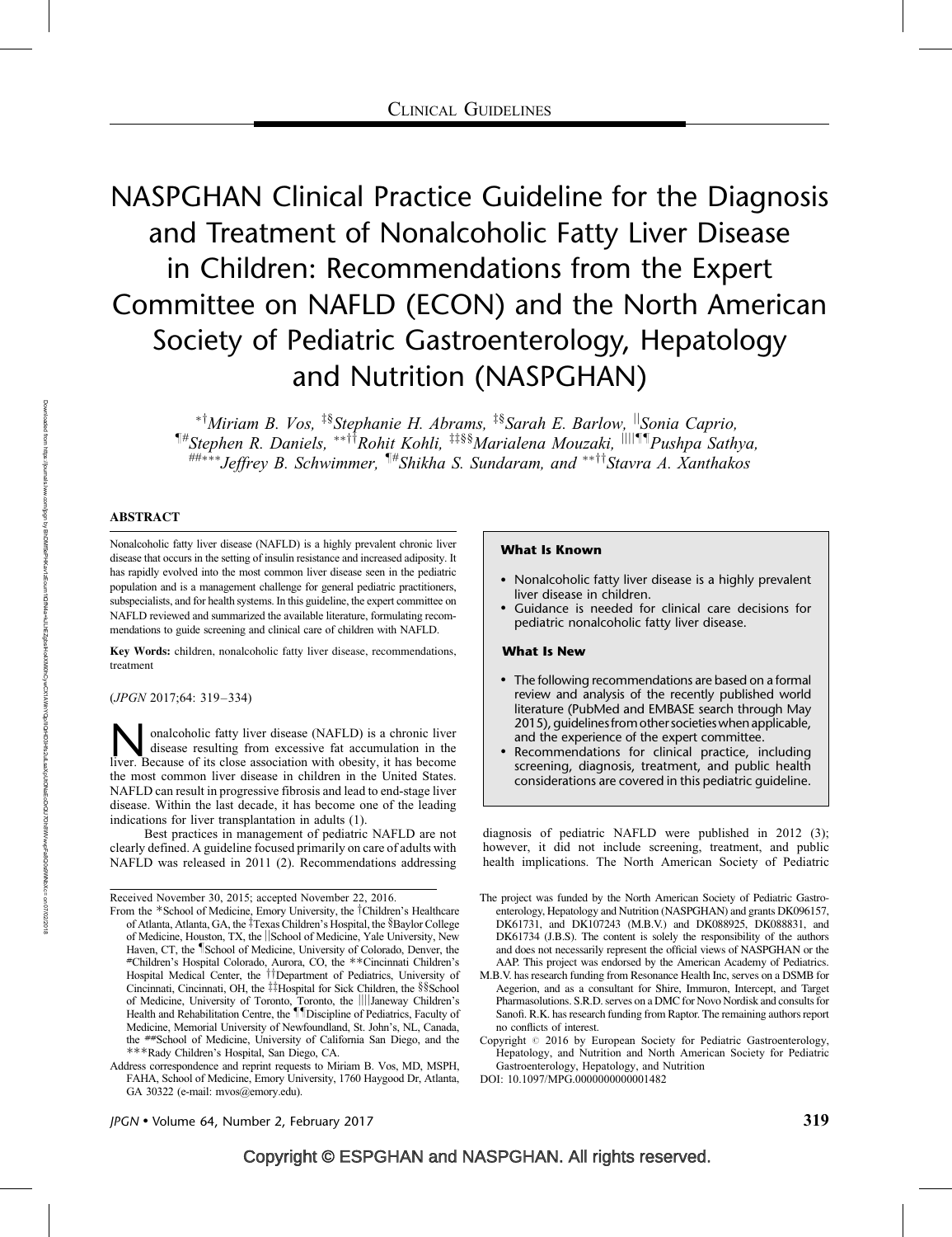CLINICAL GUIDELINES

# NASPGHAN Clinical Practice Guideline for the Diagnosis and Treatment of Nonalcoholic Fatty Liver Disease in Children: Recommendations from the Expert Committee on NAFLD (ECON) and the North American Society of Pediatric Gastroenterology, Hepatology and Nutrition (NASPGHAN)

*[*†]Miriam B. Vos, [‡§]Stephanie H. Abrams, [‡§]Sarah E. Barlow, [||]Sonia Caprio, [¶#]Stephen R. Daniels, [**††]Rohit Kohli, [‡‡§§]Marialena Mouzaki, [||||¶¶]Pushpa Sathya, [##***]Jeffrey B. Schwimmer, [¶#]Shikha S. Sundaram, and [**††]Stavra A. Xanthakos*

## ABSTRACT

Nonalcoholic fatty liver disease (NAFLD) is a highly prevalent chronic liver disease that occurs in the setting of insulin resistance and increased adiposity. It has rapidly evolved into the most common liver disease seen in the pediatric population and is a management challenge for general pediatric practitioners, subspecialists, and for health systems. In this guideline, the expert committee on NAFLD reviewed and summarized the available literature, formulating recommendations to guide screening and clinical care of children with NAFLD.

**Key Words:** children, nonalcoholic fatty liver disease, recommendations, treatment

(*JPGN* 2017;64: 319–334)

> **What Is Known**
>
> - Nonalcoholic fatty liver disease is a highly prevalent liver disease in children.
> - Guidance is needed for clinical care decisions for pediatric nonalcoholic fatty liver disease.
>
> **What Is New**
>
> - The following recommendations are based on a formal review and analysis of the recently published world literature (PubMed and EMBASE search through May 2015), guidelines from other societies when applicable, and the experience of the expert committee.
> - Recommendations for clinical practice, including screening, diagnosis, treatment, and public health considerations are covered in this pediatric guideline.

Nonalcoholic fatty liver disease (NAFLD) is a chronic liver disease resulting from excessive fat accumulation in the liver. Because of its close association with obesity, it has become the most common liver disease in children in the United States. NAFLD can result in progressive fibrosis and lead to end-stage liver disease. Within the last decade, it has become one of the leading indications for liver transplantation in adults (1).

Best practices in management of pediatric NAFLD are not clearly defined. A guideline focused primarily on care of adults with NAFLD was released in 2011 (2). Recommendations addressing diagnosis of pediatric NAFLD were published in 2012 (3); however, it did not include screening, treatment, and public health implications. The North American Society of Pediatric

---

Received November 30, 2015; accepted November 22, 2016.

From the *School of Medicine, Emory University, the †Children's Healthcare of Atlanta, Atlanta, GA, the ‡Texas Children's Hospital, the §Baylor College of Medicine, Houston, TX, the ||School of Medicine, Yale University, New Haven, CT, the ¶School of Medicine, University of Colorado, Denver, the #Children's Hospital Colorado, Aurora, CO, the **Cincinnati Children's Hospital Medical Center, the ††Department of Pediatrics, University of Cincinnati, Cincinnati, OH, the ‡‡Hospital for Sick Children, the §§School of Medicine, University of Toronto, Toronto, the ||||Janeway Children's Health and Rehabilitation Centre, the ¶¶Discipline of Pediatrics, Faculty of Medicine, Memorial University of Newfoundland, St. John's, NL, Canada, the ##School of Medicine, University of California San Diego, and the ***Rady Children's Hospital, San Diego, CA.

Address correspondence and reprint requests to Miriam B. Vos, MD, MSPH, FAHA, School of Medicine, Emory University, 1760 Haygood Dr, Atlanta, GA 30322 (e-mail: mvos@emory.edu).

The project was funded by the North American Society of Pediatric Gastroenterology, Hepatology and Nutrition (NASPGHAN) and grants DK096157, DK61731, and DK107243 (M.B.V.) and DK088925, DK088831, and DK61734 (J.B.S). The content is solely the responsibility of the authors and does not necessarily represent the official views of NASPGHAN or the AAP. This project was endorsed by the American Academy of Pediatrics.

M.B.V. has research funding from Resonance Health Inc, serves on a DSMB for Aegerion, and as a consultant for Shire, Immuron, Intercept, and Target Pharmasolutions. S.R.D. serves on a DMC for Novo Nordisk and consults for Sanofi. R.K. has research funding from Raptor. The remaining authors report no conflicts of interest.

Copyright © 2016 by European Society for Pediatric Gastroenterology, Hepatology, and Nutrition and North American Society for Pediatric Gastroenterology, Hepatology, and Nutrition

DOI: 10.1097/MPG.0000000000001482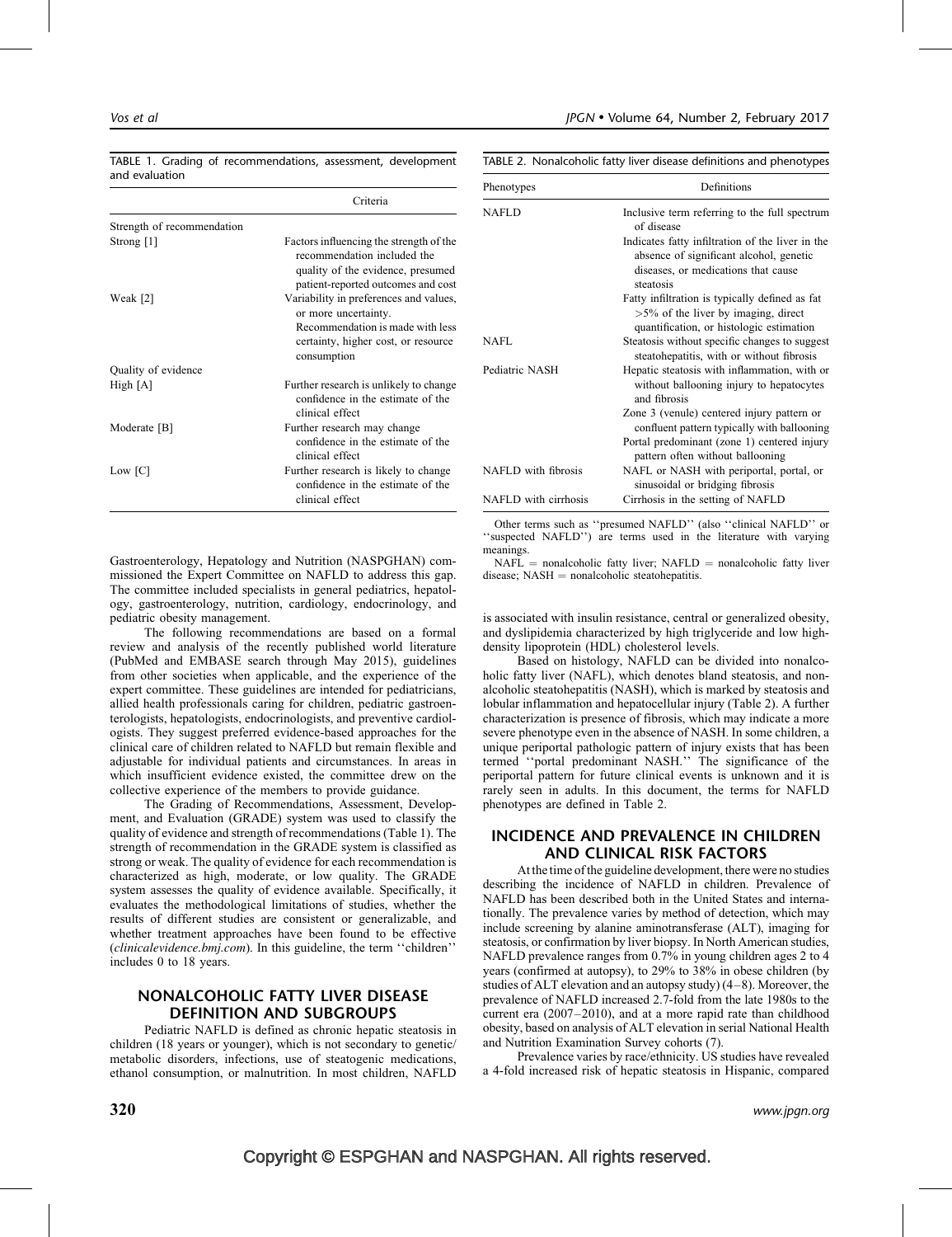TABLE 1. Grading of recommendations, assessment, development and evaluation

| | Criteria |
|---|---|
| Strength of recommendation | |
| Strong [1] | Factors influencing the strength of the recommendation included the quality of the evidence, presumed patient-reported outcomes and cost |
| Weak [2] | Variability in preferences and values, or more uncertainty. Recommendation is made with less certainty, higher cost, or resource consumption |
| Quality of evidence | |
| High [A] | Further research is unlikely to change confidence in the estimate of the clinical effect |
| Moderate [B] | Further research may change confidence in the estimate of the clinical effect |
| Low [C] | Further research is likely to change confidence in the estimate of the clinical effect |

Gastroenterology, Hepatology and Nutrition (NASPGHAN) commissioned the Expert Committee on NAFLD to address this gap. The committee included specialists in general pediatrics, hepatology, gastroenterology, nutrition, cardiology, endocrinology, and pediatric obesity management.

The following recommendations are based on a formal review and analysis of the recently published world literature (PubMed and EMBASE search through May 2015), guidelines from other societies when applicable, and the experience of the expert committee. These guidelines are intended for pediatricians, allied health professionals caring for children, pediatric gastroenterologists, hepatologists, endocrinologists, and preventive cardiologists. They suggest preferred evidence-based approaches for the clinical care of children related to NAFLD but remain flexible and adjustable for individual patients and circumstances. In areas in which insufficient evidence existed, the committee drew on the collective experience of the members to provide guidance.

The Grading of Recommendations, Assessment, Development, and Evaluation (GRADE) system was used to classify the quality of evidence and strength of recommendations (Table 1). The strength of recommendation in the GRADE system is classified as strong or weak. The quality of evidence for each recommendation is characterized as high, moderate, or low quality. The GRADE system assesses the quality of evidence available. Specifically, it evaluates the methodological limitations of studies, whether the results of different studies are consistent or generalizable, and whether treatment approaches have been found to be effective (*clinicalevidence.bmj.com*). In this guideline, the term ''children'' includes 0 to 18 years.

## NONALCOHOLIC FATTY LIVER DISEASE DEFINITION AND SUBGROUPS

Pediatric NAFLD is defined as chronic hepatic steatosis in children (18 years or younger), which is not secondary to genetic/metabolic disorders, infections, use of steatogenic medications, ethanol consumption, or malnutrition. In most children, NAFLD is associated with insulin resistance, central or generalized obesity, and dyslipidemia characterized by high triglyceride and low high-density lipoprotein (HDL) cholesterol levels.

TABLE 2. Nonalcoholic fatty liver disease definitions and phenotypes

| Phenotypes | Definitions |
|---|---|
| NAFLD | Inclusive term referring to the full spectrum of disease |
| | Indicates fatty infiltration of the liver in the absence of significant alcohol, genetic diseases, or medications that cause steatosis |
| | Fatty infiltration is typically defined as fat >5% of the liver by imaging, direct quantification, or histologic estimation |
| NAFL | Steatosis without specific changes to suggest steatohepatitis, with or without fibrosis |
| Pediatric NASH | Hepatic steatosis with inflammation, with or without ballooning injury to hepatocytes and fibrosis |
| | Zone 3 (venule) centered injury pattern or confluent pattern typically with ballooning |
| | Portal predominant (zone 1) centered injury pattern often without ballooning |
| NAFLD with fibrosis | NAFL or NASH with periportal, portal, or sinusoidal or bridging fibrosis |
| NAFLD with cirrhosis | Cirrhosis in the setting of NAFLD |

Other terms such as ''presumed NAFLD'' (also ''clinical NAFLD'' or ''suspected NAFLD'') are terms used in the literature with varying meanings.

NAFL = nonalcoholic fatty liver; NAFLD = nonalcoholic fatty liver disease; NASH = nonalcoholic steatohepatitis.

Based on histology, NAFLD can be divided into nonalcoholic fatty liver (NAFL), which denotes bland steatosis, and nonalcoholic steatohepatitis (NASH), which is marked by steatosis and lobular inflammation and hepatocellular injury (Table 2). A further characterization is presence of fibrosis, which may indicate a more severe phenotype even in the absence of NASH. In some children, a unique periportal pathologic pattern of injury exists that has been termed ''portal predominant NASH.'' The significance of the periportal pattern for future clinical events is unknown and it is rarely seen in adults. In this document, the terms for NAFLD phenotypes are defined in Table 2.

## INCIDENCE AND PREVALENCE IN CHILDREN AND CLINICAL RISK FACTORS

At the time of the guideline development, there were no studies describing the incidence of NAFLD in children. Prevalence of NAFLD has been described both in the United States and internationally. The prevalence varies by method of detection, which may include screening by alanine aminotransferase (ALT), imaging for steatosis, or confirmation by liver biopsy. In North American studies, NAFLD prevalence ranges from 0.7% in young children ages 2 to 4 years (confirmed at autopsy), to 29% to 38% in obese children (by studies of ALT elevation and an autopsy study) (4–8). Moreover, the prevalence of NAFLD increased 2.7-fold from the late 1980s to the current era (2007–2010), and at a more rapid rate than childhood obesity, based on analysis of ALT elevation in serial National Health and Nutrition Examination Survey cohorts (7).

Prevalence varies by race/ethnicity. US studies have revealed a 4-fold increased risk of hepatic steatosis in Hispanic, compared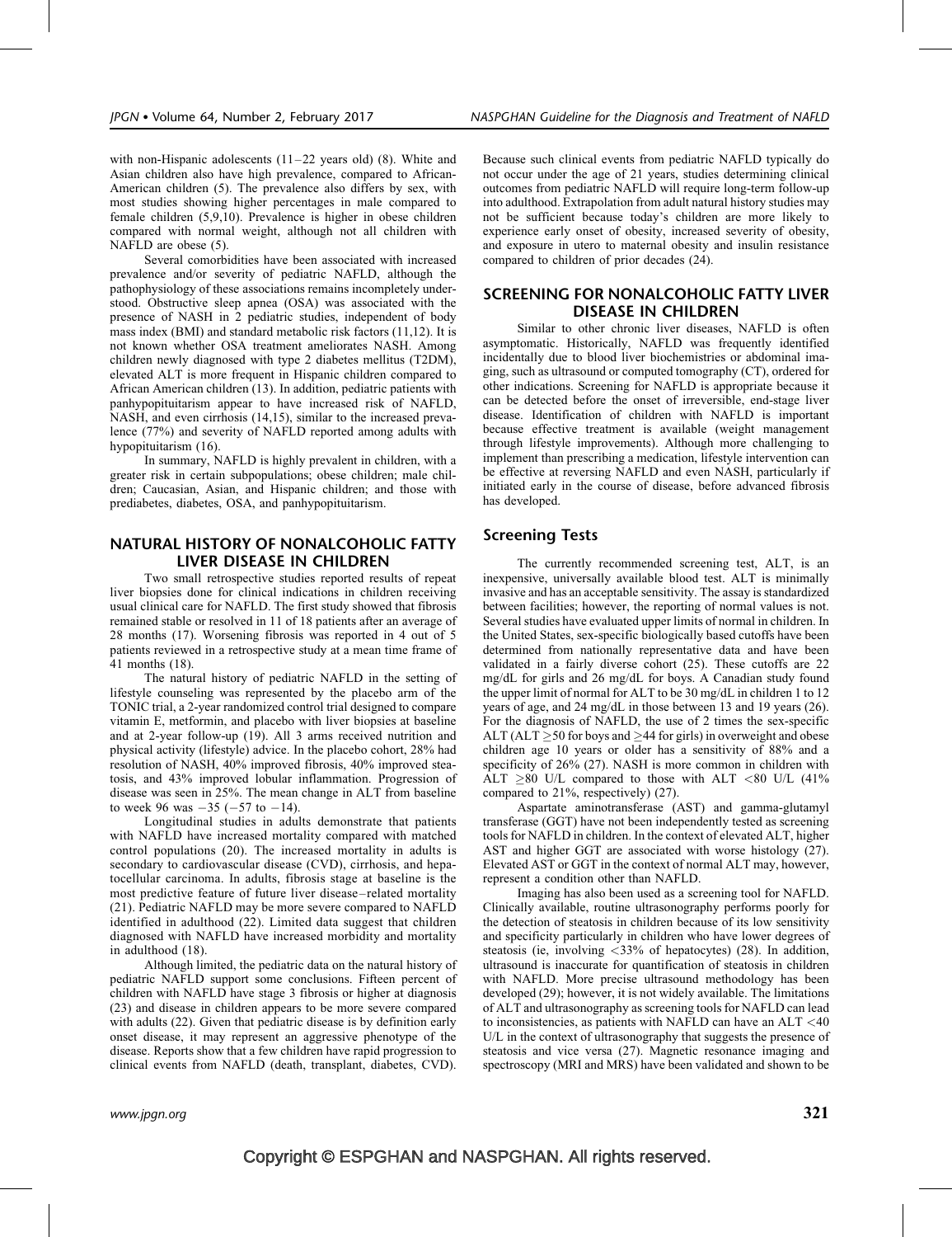with non-Hispanic adolescents (11–22 years old) (8). White and Asian children also have high prevalence, compared to African-American children (5). The prevalence also differs by sex, with most studies showing higher percentages in male compared to female children (5,9,10). Prevalence is higher in obese children compared with normal weight, although not all children with NAFLD are obese (5).

Several comorbidities have been associated with increased prevalence and/or severity of pediatric NAFLD, although the pathophysiology of these associations remains incompletely understood. Obstructive sleep apnea (OSA) was associated with the presence of NASH in 2 pediatric studies, independent of body mass index (BMI) and standard metabolic risk factors (11,12). It is not known whether OSA treatment ameliorates NASH. Among children newly diagnosed with type 2 diabetes mellitus (T2DM), elevated ALT is more frequent in Hispanic children compared to African American children (13). In addition, pediatric patients with panhypopituitarism appear to have increased risk of NAFLD, NASH, and even cirrhosis (14,15), similar to the increased prevalence (77%) and severity of NAFLD reported among adults with hypopituitarism (16).

In summary, NAFLD is highly prevalent in children, with a greater risk in certain subpopulations; obese children; male children; Caucasian, Asian, and Hispanic children; and those with prediabetes, diabetes, OSA, and panhypopituitarism.

## NATURAL HISTORY OF NONALCOHOLIC FATTY LIVER DISEASE IN CHILDREN

Two small retrospective studies reported results of repeat liver biopsies done for clinical indications in children receiving usual clinical care for NAFLD. The first study showed that fibrosis remained stable or resolved in 11 of 18 patients after an average of 28 months (17). Worsening fibrosis was reported in 4 out of 5 patients reviewed in a retrospective study at a mean time frame of 41 months (18).

The natural history of pediatric NAFLD in the setting of lifestyle counseling was represented by the placebo arm of the TONIC trial, a 2-year randomized control trial designed to compare vitamin E, metformin, and placebo with liver biopsies at baseline and at 2-year follow-up (19). All 3 arms received nutrition and physical activity (lifestyle) advice. In the placebo cohort, 28% had resolution of NASH, 40% improved fibrosis, 40% improved steatosis, and 43% improved lobular inflammation. Progression of disease was seen in 25%. The mean change in ALT from baseline to week 96 was −35 (−57 to −14).

Longitudinal studies in adults demonstrate that patients with NAFLD have increased mortality compared with matched control populations (20). The increased mortality in adults is secondary to cardiovascular disease (CVD), cirrhosis, and hepatocellular carcinoma. In adults, fibrosis stage at baseline is the most predictive feature of future liver disease–related mortality (21). Pediatric NAFLD may be more severe compared to NAFLD identified in adulthood (22). Limited data suggest that children diagnosed with NAFLD have increased morbidity and mortality in adulthood (18).

Although limited, the pediatric data on the natural history of pediatric NAFLD support some conclusions. Fifteen percent of children with NAFLD have stage 3 fibrosis or higher at diagnosis (23) and disease in children appears to be more severe compared with adults (22). Given that pediatric disease is by definition early onset disease, it may represent an aggressive phenotype of the disease. Reports show that a few children have rapid progression to clinical events from NAFLD (death, transplant, diabetes, CVD). Because such clinical events from pediatric NAFLD typically do not occur under the age of 21 years, studies determining clinical outcomes from pediatric NAFLD will require long-term follow-up into adulthood. Extrapolation from adult natural history studies may not be sufficient because today's children are more likely to experience early onset of obesity, increased severity of obesity, and exposure in utero to maternal obesity and insulin resistance compared to children of prior decades (24).

## SCREENING FOR NONALCOHOLIC FATTY LIVER DISEASE IN CHILDREN

Similar to other chronic liver diseases, NAFLD is often asymptomatic. Historically, NAFLD was frequently identified incidentally due to blood liver biochemistries or abdominal imaging, such as ultrasound or computed tomography (CT), ordered for other indications. Screening for NAFLD is appropriate because it can be detected before the onset of irreversible, end-stage liver disease. Identification of children with NAFLD is important because effective treatment is available (weight management through lifestyle improvements). Although more challenging to implement than prescribing a medication, lifestyle intervention can be effective at reversing NAFLD and even NASH, particularly if initiated early in the course of disease, before advanced fibrosis has developed.

### Screening Tests

The currently recommended screening test, ALT, is an inexpensive, universally available blood test. ALT is minimally invasive and has an acceptable sensitivity. The assay is standardized between facilities; however, the reporting of normal values is not. Several studies have evaluated upper limits of normal in children. In the United States, sex-specific biologically based cutoffs have been determined from nationally representative data and have been validated in a fairly diverse cohort (25). These cutoffs are 22 mg/dL for girls and 26 mg/dL for boys. A Canadian study found the upper limit of normal for ALT to be 30 mg/dL in children 1 to 12 years of age, and 24 mg/dL in those between 13 and 19 years (26). For the diagnosis of NAFLD, the use of 2 times the sex-specific ALT (ALT $\geq$50 for boys and $\geq$44 for girls) in overweight and obese children age 10 years or older has a sensitivity of 88% and a specificity of 26% (27). NASH is more common in children with ALT $\geq$80 U/L compared to those with ALT <80 U/L (41% compared to 21%, respectively) (27).

Aspartate aminotransferase (AST) and gamma-glutamyl transferase (GGT) have not been independently tested as screening tools for NAFLD in children. In the context of elevated ALT, higher AST and higher GGT are associated with worse histology (27). Elevated AST or GGT in the context of normal ALT may, however, represent a condition other than NAFLD.

Imaging has also been used as a screening tool for NAFLD. Clinically available, routine ultrasonography performs poorly for the detection of steatosis in children because of its low sensitivity and specificity particularly in children who have lower degrees of steatosis (ie, involving <33% of hepatocytes) (28). In addition, ultrasound is inaccurate for quantification of steatosis in children with NAFLD. More precise ultrasound methodology has been developed (29); however, it is not widely available. The limitations of ALT and ultrasonography as screening tools for NAFLD can lead to inconsistencies, as patients with NAFLD can have an ALT <40 U/L in the context of ultrasonography that suggests the presence of steatosis and vice versa (27). Magnetic resonance imaging and spectroscopy (MRI and MRS) have been validated and shown to be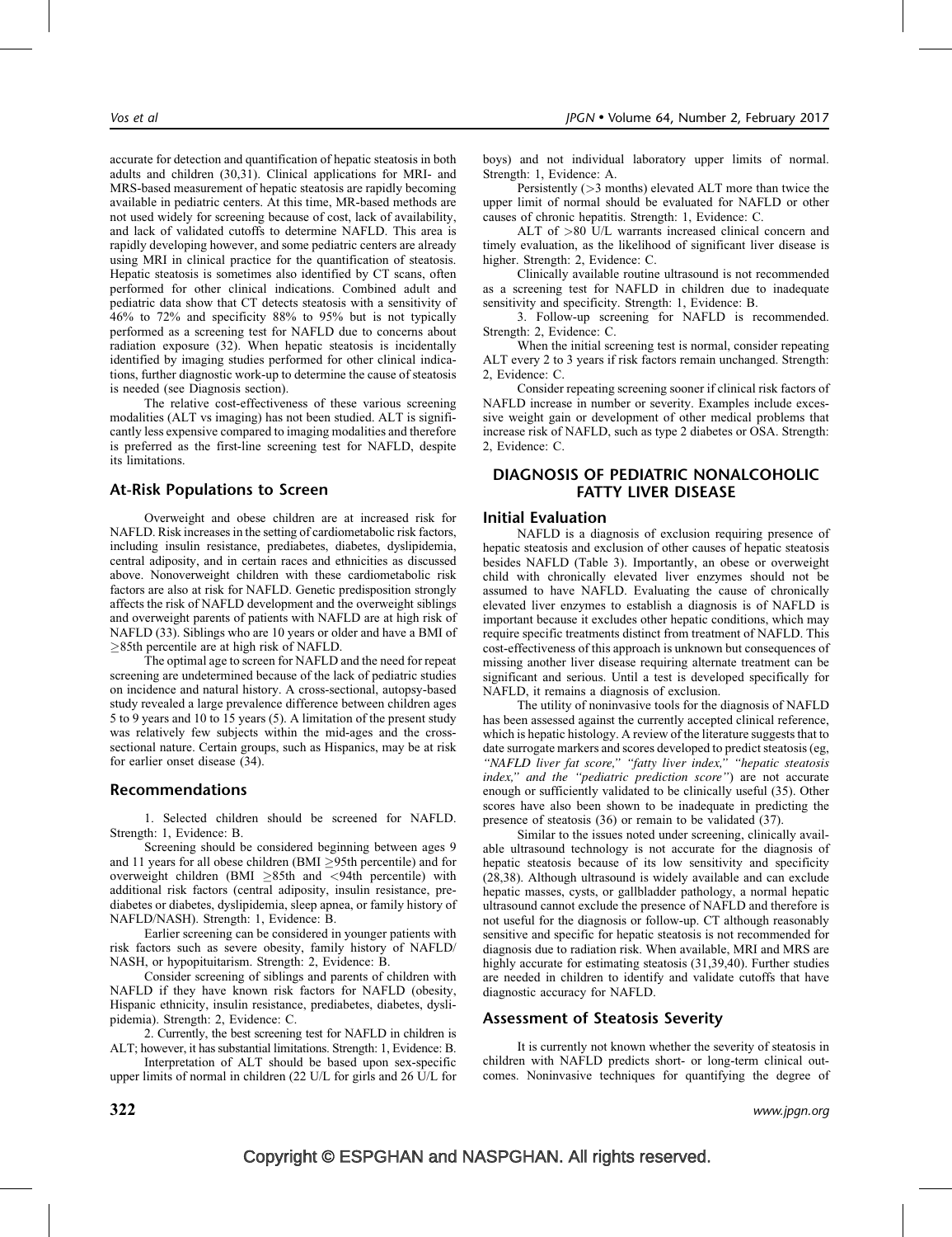accurate for detection and quantification of hepatic steatosis in both adults and children (30,31). Clinical applications for MRI- and MRS-based measurement of hepatic steatosis are rapidly becoming available in pediatric centers. At this time, MR-based methods are not used widely for screening because of cost, lack of availability, and lack of validated cutoffs to determine NAFLD. This area is rapidly developing however, and some pediatric centers are already using MRI in clinical practice for the quantification of steatosis. Hepatic steatosis is sometimes also identified by CT scans, often performed for other clinical indications. Combined adult and pediatric data show that CT detects steatosis with a sensitivity of 46% to 72% and specificity 88% to 95% but is not typically performed as a screening test for NAFLD due to concerns about radiation exposure (32). When hepatic steatosis is incidentally identified by imaging studies performed for other clinical indications, further diagnostic work-up to determine the cause of steatosis is needed (see Diagnosis section).

The relative cost-effectiveness of these various screening modalities (ALT vs imaging) has not been studied. ALT is significantly less expensive compared to imaging modalities and therefore is preferred as the first-line screening test for NAFLD, despite its limitations.

### At-Risk Populations to Screen

Overweight and obese children are at increased risk for NAFLD. Risk increases in the setting of cardiometabolic risk factors, including insulin resistance, prediabetes, diabetes, dyslipidemia, central adiposity, and in certain races and ethnicities as discussed above. Nonoverweight children with these cardiometabolic risk factors are also at risk for NAFLD. Genetic predisposition strongly affects the risk of NAFLD development and the overweight siblings and overweight parents of patients with NAFLD are at high risk of NAFLD (33). Siblings who are 10 years or older and have a BMI of $\geq$85th percentile are at high risk of NAFLD.

The optimal age to screen for NAFLD and the need for repeat screening are undetermined because of the lack of pediatric studies on incidence and natural history. A cross-sectional, autopsy-based study revealed a large prevalence difference between children ages 5 to 9 years and 10 to 15 years (5). A limitation of the present study was relatively few subjects within the mid-ages and the cross-sectional nature. Certain groups, such as Hispanics, may be at risk for earlier onset disease (34).

### Recommendations

1. Selected children should be screened for NAFLD. Strength: 1, Evidence: B.

Screening should be considered beginning between ages 9 and 11 years for all obese children (BMI $\geq$95th percentile) and for overweight children (BMI $\geq$85th and $<$94th percentile) with additional risk factors (central adiposity, insulin resistance, prediabetes or diabetes, dyslipidemia, sleep apnea, or family history of NAFLD/NASH). Strength: 1, Evidence: B.

Earlier screening can be considered in younger patients with risk factors such as severe obesity, family history of NAFLD/NASH, or hypopituitarism. Strength: 2, Evidence: B.

Consider screening of siblings and parents of children with NAFLD if they have known risk factors for NAFLD (obesity, Hispanic ethnicity, insulin resistance, prediabetes, diabetes, dyslipidemia). Strength: 2, Evidence: C.

2. Currently, the best screening test for NAFLD in children is ALT; however, it has substantial limitations. Strength: 1, Evidence: B.

Interpretation of ALT should be based upon sex-specific upper limits of normal in children (22 U/L for girls and 26 U/L for boys) and not individual laboratory upper limits of normal. Strength: 1, Evidence: A.

Persistently ($>$3 months) elevated ALT more than twice the upper limit of normal should be evaluated for NAFLD or other causes of chronic hepatitis. Strength: 1, Evidence: C.

ALT of $>$80 U/L warrants increased clinical concern and timely evaluation, as the likelihood of significant liver disease is higher. Strength: 2, Evidence: C.

Clinically available routine ultrasound is not recommended as a screening test for NAFLD in children due to inadequate sensitivity and specificity. Strength: 1, Evidence: B.

3. Follow-up screening for NAFLD is recommended. Strength: 2, Evidence: C.

When the initial screening test is normal, consider repeating ALT every 2 to 3 years if risk factors remain unchanged. Strength: 2, Evidence: C.

Consider repeating screening sooner if clinical risk factors of NAFLD increase in number or severity. Examples include excessive weight gain or development of other medical problems that increase risk of NAFLD, such as type 2 diabetes or OSA. Strength: 2, Evidence: C.

## DIAGNOSIS OF PEDIATRIC NONALCOHOLIC FATTY LIVER DISEASE

### Initial Evaluation

NAFLD is a diagnosis of exclusion requiring presence of hepatic steatosis and exclusion of other causes of hepatic steatosis besides NAFLD (Table 3). Importantly, an obese or overweight child with chronically elevated liver enzymes should not be assumed to have NAFLD. Evaluating the cause of chronically elevated liver enzymes to establish a diagnosis is of NAFLD is important because it excludes other hepatic conditions, which may require specific treatments distinct from treatment of NAFLD. This cost-effectiveness of this approach is unknown but consequences of missing another liver disease requiring alternate treatment can be significant and serious. Until a test is developed specifically for NAFLD, it remains a diagnosis of exclusion.

The utility of noninvasive tools for the diagnosis of NAFLD has been assessed against the currently accepted clinical reference, which is hepatic histology. A review of the literature suggests that to date surrogate markers and scores developed to predict steatosis (eg, *"NAFLD liver fat score," "fatty liver index," "hepatic steatosis index," and the "pediatric prediction score"*) are not accurate enough or sufficiently validated to be clinically useful (35). Other scores have also been shown to be inadequate in predicting the presence of steatosis (36) or remain to be validated (37).

Similar to the issues noted under screening, clinically available ultrasound technology is not accurate for the diagnosis of hepatic steatosis because of its low sensitivity and specificity (28,38). Although ultrasound is widely available and can exclude hepatic masses, cysts, or gallbladder pathology, a normal hepatic ultrasound cannot exclude the presence of NAFLD and therefore is not useful for the diagnosis or follow-up. CT although reasonably sensitive and specific for hepatic steatosis is not recommended for diagnosis due to radiation risk. When available, MRI and MRS are highly accurate for estimating steatosis (31,39,40). Further studies are needed in children to identify and validate cutoffs that have diagnostic accuracy for NAFLD.

### Assessment of Steatosis Severity

It is currently not known whether the severity of steatosis in children with NAFLD predicts short- or long-term clinical outcomes. Noninvasive techniques for quantifying the degree of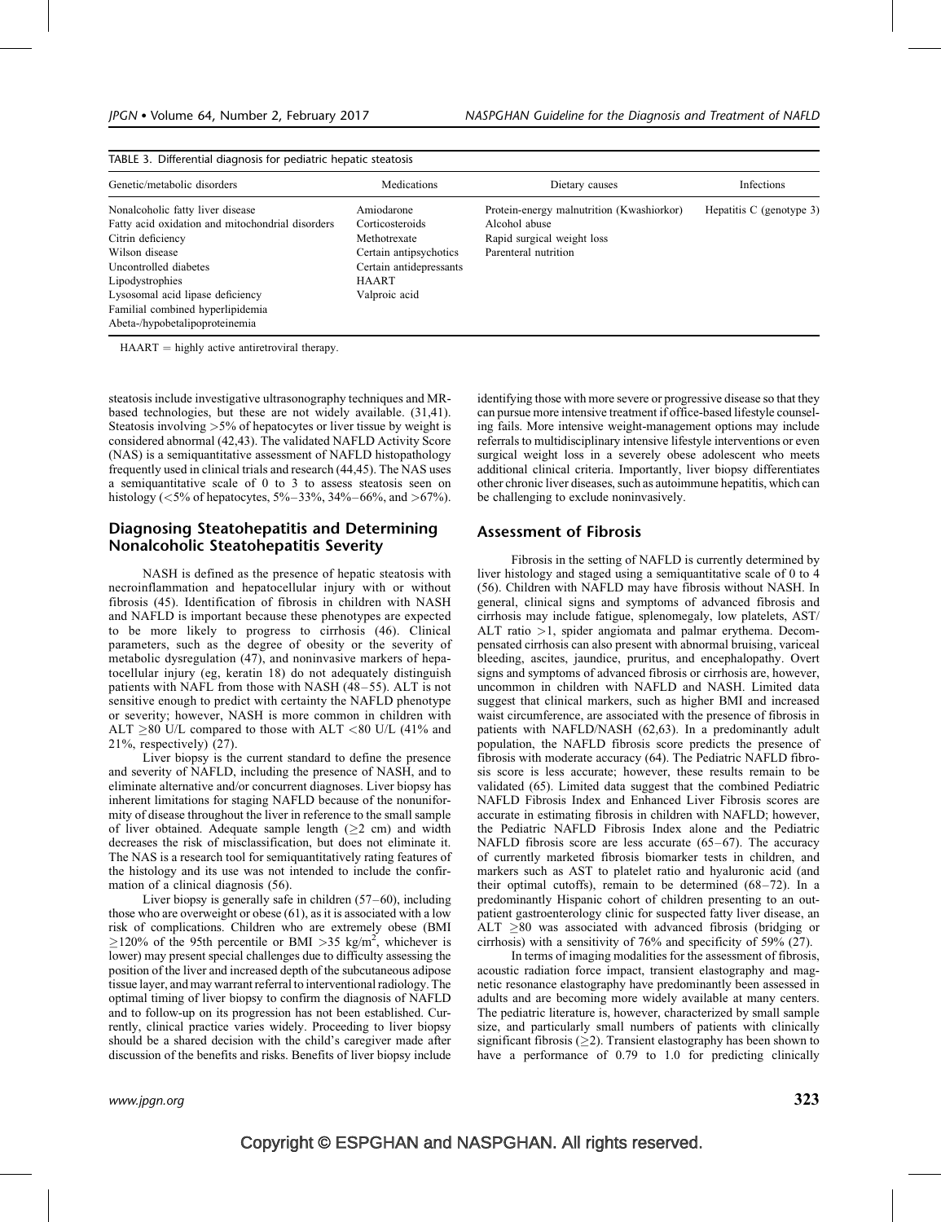TABLE 3. Differential diagnosis for pediatric hepatic steatosis

| Genetic/metabolic disorders | Medications | Dietary causes | Infections |
|---|---|---|---|
| Nonalcoholic fatty liver disease | Amiodarone | Protein-energy malnutrition (Kwashiorkor) | Hepatitis C (genotype 3) |
| Fatty acid oxidation and mitochondrial disorders | Corticosteroids | Alcohol abuse | |
| Citrin deficiency | Methotrexate | Rapid surgical weight loss | |
| Wilson disease | Certain antipsychotics | Parenteral nutrition | |
| Uncontrolled diabetes | Certain antidepressants | | |
| Lipodystrophies | HAART | | |
| Lysosomal acid lipase deficiency | Valproic acid | | |
| Familial combined hyperlipidemia | | | |
| Abeta-/hypobetalipoproteinemia | | | |

HAART = highly active antiretroviral therapy.

steatosis include investigative ultrasonography techniques and MR-based technologies, but these are not widely available. (31,41). Steatosis involving >5% of hepatocytes or liver tissue by weight is considered abnormal (42,43). The validated NAFLD Activity Score (NAS) is a semiquantitative assessment of NAFLD histopathology frequently used in clinical trials and research (44,45). The NAS uses a semiquantitative scale of 0 to 3 to assess steatosis seen on histology (<5% of hepatocytes, 5%–33%, 34%–66%, and >67%).

## Diagnosing Steatohepatitis and Determining Nonalcoholic Steatohepatitis Severity

NASH is defined as the presence of hepatic steatosis with necroinflammation and hepatocellular injury with or without fibrosis (45). Identification of fibrosis in children with NASH and NAFLD is important because these phenotypes are expected to be more likely to progress to cirrhosis (46). Clinical parameters, such as the degree of obesity or the severity of metabolic dysregulation (47), and noninvasive markers of hepatocellular injury (eg, keratin 18) do not adequately distinguish patients with NAFL from those with NASH (48–55). ALT is not sensitive enough to predict with certainty the NAFLD phenotype or severity; however, NASH is more common in children with ALT ≥80 U/L compared to those with ALT <80 U/L (41% and 21%, respectively) (27).

Liver biopsy is the current standard to define the presence and severity of NAFLD, including the presence of NASH, and to eliminate alternative and/or concurrent diagnoses. Liver biopsy has inherent limitations for staging NAFLD because of the nonuniformity of disease throughout the liver in reference to the small sample of liver obtained. Adequate sample length (≥2 cm) and width decreases the risk of misclassification, but does not eliminate it. The NAS is a research tool for semiquantitatively rating features of the histology and its use was not intended to include the confirmation of a clinical diagnosis (56).

Liver biopsy is generally safe in children (57–60), including those who are overweight or obese (61), as it is associated with a low risk of complications. Children who are extremely obese (BMI ≥120% of the 95th percentile or BMI >35 kg/m$^2$, whichever is lower) may present special challenges due to difficulty assessing the position of the liver and increased depth of the subcutaneous adipose tissue layer, and may warrant referral to interventional radiology. The optimal timing of liver biopsy to confirm the diagnosis of NAFLD and to follow-up on its progression has not been established. Currently, clinical practice varies widely. Proceeding to liver biopsy should be a shared decision with the child's caregiver made after discussion of the benefits and risks. Benefits of liver biopsy include identifying those with more severe or progressive disease so that they can pursue more intensive treatment if office-based lifestyle counseling fails. More intensive weight-management options may include referrals to multidisciplinary intensive lifestyle interventions or even surgical weight loss in a severely obese adolescent who meets additional clinical criteria. Importantly, liver biopsy differentiates other chronic liver diseases, such as autoimmune hepatitis, which can be challenging to exclude noninvasively.

## Assessment of Fibrosis

Fibrosis in the setting of NAFLD is currently determined by liver histology and staged using a semiquantitative scale of 0 to 4 (56). Children with NAFLD may have fibrosis without NASH. In general, clinical signs and symptoms of advanced fibrosis and cirrhosis may include fatigue, splenomegaly, low platelets, AST/ALT ratio >1, spider angiomata and palmar erythema. Decompensated cirrhosis can also present with abnormal bruising, variceal bleeding, ascites, jaundice, pruritus, and encephalopathy. Overt signs and symptoms of advanced fibrosis or cirrhosis are, however, uncommon in children with NAFLD and NASH. Limited data suggest that clinical markers, such as higher BMI and increased waist circumference, are associated with the presence of fibrosis in patients with NAFLD/NASH (62,63). In a predominantly adult population, the NAFLD fibrosis score predicts the presence of fibrosis with moderate accuracy (64). The Pediatric NAFLD fibrosis score is less accurate; however, these results remain to be validated (65). Limited data suggest that the combined Pediatric NAFLD Fibrosis Index and Enhanced Liver Fibrosis scores are accurate in estimating fibrosis in children with NAFLD; however, the Pediatric NAFLD Fibrosis Index alone and the Pediatric NAFLD fibrosis score are less accurate (65–67). The accuracy of currently marketed fibrosis biomarker tests in children, and markers such as AST to platelet ratio and hyaluronic acid (and their optimal cutoffs), remain to be determined (68–72). In a predominantly Hispanic cohort of children presenting to an outpatient gastroenterology clinic for suspected fatty liver disease, an ALT ≥80 was associated with advanced fibrosis (bridging or cirrhosis) with a sensitivity of 76% and specificity of 59% (27).

In terms of imaging modalities for the assessment of fibrosis, acoustic radiation force impact, transient elastography and magnetic resonance elastography have predominantly been assessed in adults and are becoming more widely available at many centers. The pediatric literature is, however, characterized by small sample size, and particularly small numbers of patients with clinically significant fibrosis (≥2). Transient elastography has been shown to have a performance of 0.79 to 1.0 for predicting clinically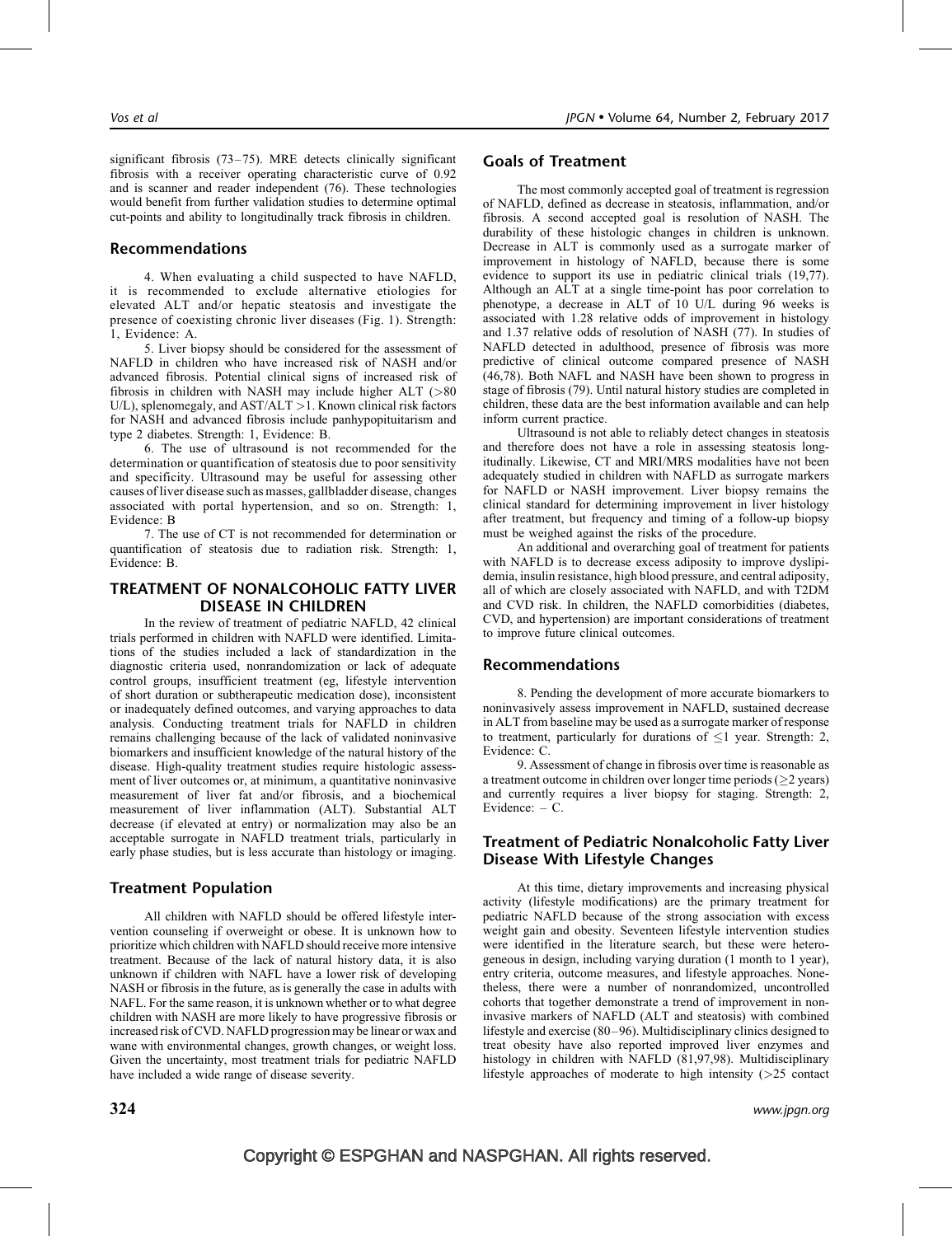significant fibrosis (73–75). MRE detects clinically significant fibrosis with a receiver operating characteristic curve of 0.92 and is scanner and reader independent (76). These technologies would benefit from further validation studies to determine optimal cut-points and ability to longitudinally track fibrosis in children.

## Recommendations

4. When evaluating a child suspected to have NAFLD, it is recommended to exclude alternative etiologies for elevated ALT and/or hepatic steatosis and investigate the presence of coexisting chronic liver diseases (Fig. 1). Strength: 1, Evidence: A.

5. Liver biopsy should be considered for the assessment of NAFLD in children who have increased risk of NASH and/or advanced fibrosis. Potential clinical signs of increased risk of fibrosis in children with NASH may include higher ALT (>80 U/L), splenomegaly, and AST/ALT >1. Known clinical risk factors for NASH and advanced fibrosis include panhypopituitarism and type 2 diabetes. Strength: 1, Evidence: B.

6. The use of ultrasound is not recommended for the determination or quantification of steatosis due to poor sensitivity and specificity. Ultrasound may be useful for assessing other causes of liver disease such as masses, gallbladder disease, changes associated with portal hypertension, and so on. Strength: 1, Evidence: B

7. The use of CT is not recommended for determination or quantification of steatosis due to radiation risk. Strength: 1, Evidence: B.

# TREATMENT OF NONALCOHOLIC FATTY LIVER DISEASE IN CHILDREN

In the review of treatment of pediatric NAFLD, 42 clinical trials performed in children with NAFLD were identified. Limitations of the studies included a lack of standardization in the diagnostic criteria used, nonrandomization or lack of adequate control groups, insufficient treatment (eg, lifestyle intervention of short duration or subtherapeutic medication dose), inconsistent or inadequately defined outcomes, and varying approaches to data analysis. Conducting treatment trials for NAFLD in children remains challenging because of the lack of validated noninvasive biomarkers and insufficient knowledge of the natural history of the disease. High-quality treatment studies require histologic assessment of liver outcomes or, at minimum, a quantitative noninvasive measurement of liver fat and/or fibrosis, and a biochemical measurement of liver inflammation (ALT). Substantial ALT decrease (if elevated at entry) or normalization may also be an acceptable surrogate in NAFLD treatment trials, particularly in early phase studies, but is less accurate than histology or imaging.

## Treatment Population

All children with NAFLD should be offered lifestyle intervention counseling if overweight or obese. It is unknown how to prioritize which children with NAFLD should receive more intensive treatment. Because of the lack of natural history data, it is also unknown if children with NAFL have a lower risk of developing NASH or fibrosis in the future, as is generally the case in adults with NAFL. For the same reason, it is unknown whether or to what degree children with NASH are more likely to have progressive fibrosis or increased risk of CVD. NAFLD progression may be linear or wax and wane with environmental changes, growth changes, or weight loss. Given the uncertainty, most treatment trials for pediatric NAFLD have included a wide range of disease severity.

## Goals of Treatment

The most commonly accepted goal of treatment is regression of NAFLD, defined as decrease in steatosis, inflammation, and/or fibrosis. A second accepted goal is resolution of NASH. The durability of these histologic changes in children is unknown. Decrease in ALT is commonly used as a surrogate marker of improvement in histology of NAFLD, because there is some evidence to support its use in pediatric clinical trials (19,77). Although an ALT at a single time-point has poor correlation to phenotype, a decrease in ALT of 10 U/L during 96 weeks is associated with 1.28 relative odds of improvement in histology and 1.37 relative odds of resolution of NASH (77). In studies of NAFLD detected in adulthood, presence of fibrosis was more predictive of clinical outcome compared presence of NASH (46,78). Both NAFL and NASH have been shown to progress in stage of fibrosis (79). Until natural history studies are completed in children, these data are the best information available and can help inform current practice.

Ultrasound is not able to reliably detect changes in steatosis and therefore does not have a role in assessing steatosis longitudinally. Likewise, CT and MRI/MRS modalities have not been adequately studied in children with NAFLD as surrogate markers for NAFLD or NASH improvement. Liver biopsy remains the clinical standard for determining improvement in liver histology after treatment, but frequency and timing of a follow-up biopsy must be weighed against the risks of the procedure.

An additional and overarching goal of treatment for patients with NAFLD is to decrease excess adiposity to improve dyslipidemia, insulin resistance, high blood pressure, and central adiposity, all of which are closely associated with NAFLD, and with T2DM and CVD risk. In children, the NAFLD comorbidities (diabetes, CVD, and hypertension) are important considerations of treatment to improve future clinical outcomes.

## Recommendations

8. Pending the development of more accurate biomarkers to noninvasively assess improvement in NAFLD, sustained decrease in ALT from baseline may be used as a surrogate marker of response to treatment, particularly for durations of ≤1 year. Strength: 2, Evidence: C.

9. Assessment of change in fibrosis over time is reasonable as a treatment outcome in children over longer time periods (≥2 years) and currently requires a liver biopsy for staging. Strength: 2, Evidence: – C.

## Treatment of Pediatric Nonalcoholic Fatty Liver Disease With Lifestyle Changes

At this time, dietary improvements and increasing physical activity (lifestyle modifications) are the primary treatment for pediatric NAFLD because of the strong association with excess weight gain and obesity. Seventeen lifestyle intervention studies were identified in the literature search, but these were heterogeneous in design, including varying duration (1 month to 1 year), entry criteria, outcome measures, and lifestyle approaches. Nonetheless, there were a number of nonrandomized, uncontrolled cohorts that together demonstrate a trend of improvement in noninvasive markers of NAFLD (ALT and steatosis) with combined lifestyle and exercise (80–96). Multidisciplinary clinics designed to treat obesity have also reported improved liver enzymes and histology in children with NAFLD (81,97,98). Multidisciplinary lifestyle approaches of moderate to high intensity (>25 contact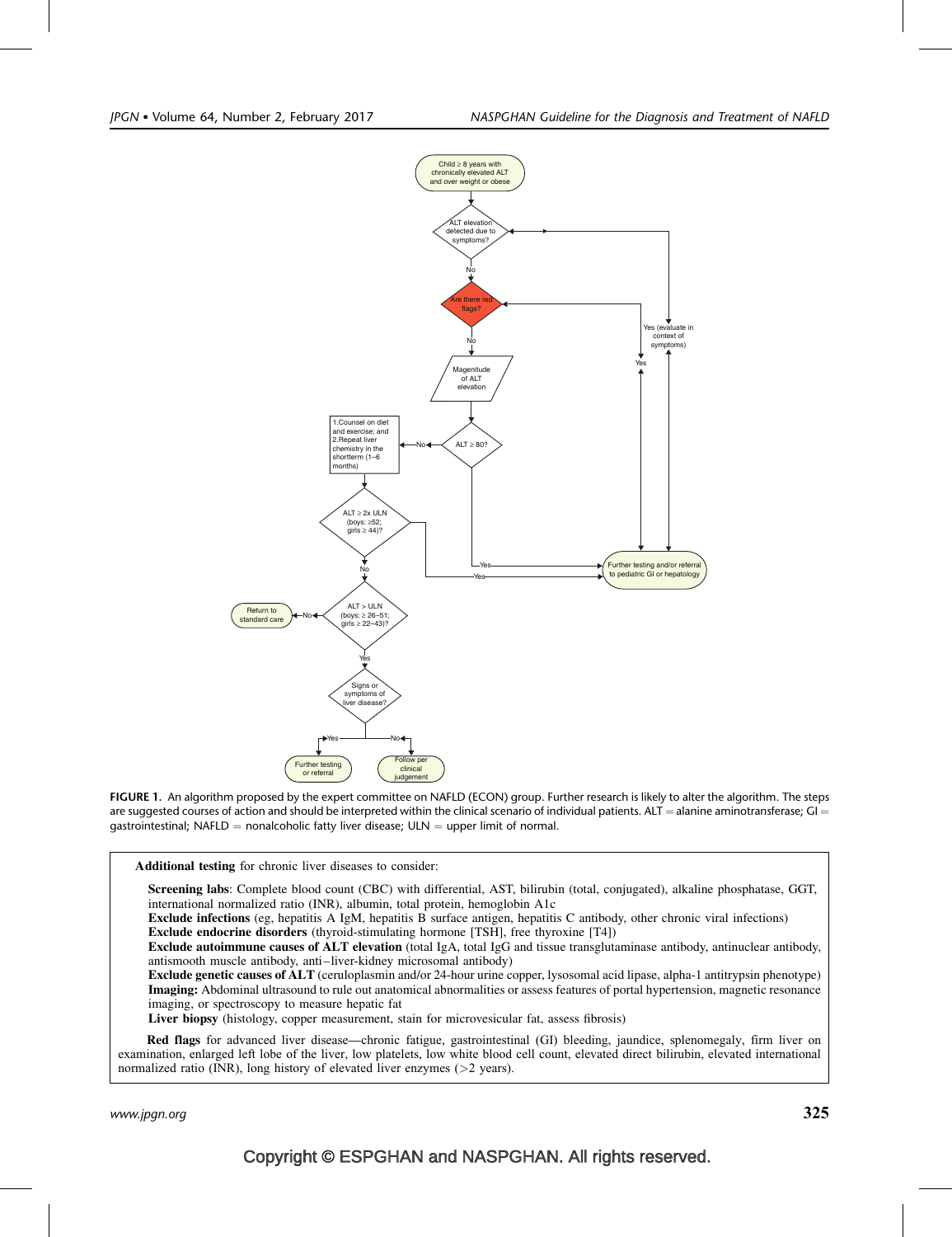FIGURE 1. An algorithm proposed by the expert committee on NAFLD (ECON) group. Further research is likely to alter the algorithm. The steps are suggested courses of action and should be interpreted within the clinical scenario of individual patients. ALT = alanine aminotransferase; GI = gastrointestinal; NAFLD = nonalcoholic fatty liver disease; ULN = upper limit of normal.

**Additional testing** for chronic liver diseases to consider:

**Screening labs**: Complete blood count (CBC) with differential, AST, bilirubin (total, conjugated), alkaline phosphatase, GGT, international normalized ratio (INR), albumin, total protein, hemoglobin A1c

**Exclude infections** (eg, hepatitis A IgM, hepatitis B surface antigen, hepatitis C antibody, other chronic viral infections)

**Exclude endocrine disorders** (thyroid-stimulating hormone [TSH], free thyroxine [T4])

**Exclude autoimmune causes of ALT elevation** (total IgA, total IgG and tissue transglutaminase antibody, antinuclear antibody, antismooth muscle antibody, anti–liver-kidney microsomal antibody)

**Exclude genetic causes of ALT** (ceruloplasmin and/or 24-hour urine copper, lysosomal acid lipase, alpha-1 antitrypsin phenotype)

**Imaging:** Abdominal ultrasound to rule out anatomical abnormalities or assess features of portal hypertension, magnetic resonance imaging, or spectroscopy to measure hepatic fat

**Liver biopsy** (histology, copper measurement, stain for microvesicular fat, assess fibrosis)

**Red flags** for advanced liver disease—chronic fatigue, gastrointestinal (GI) bleeding, jaundice, splenomegaly, firm liver on examination, enlarged left lobe of the liver, low platelets, low white blood cell count, elevated direct bilirubin, elevated international normalized ratio (INR), long history of elevated liver enzymes (>2 years).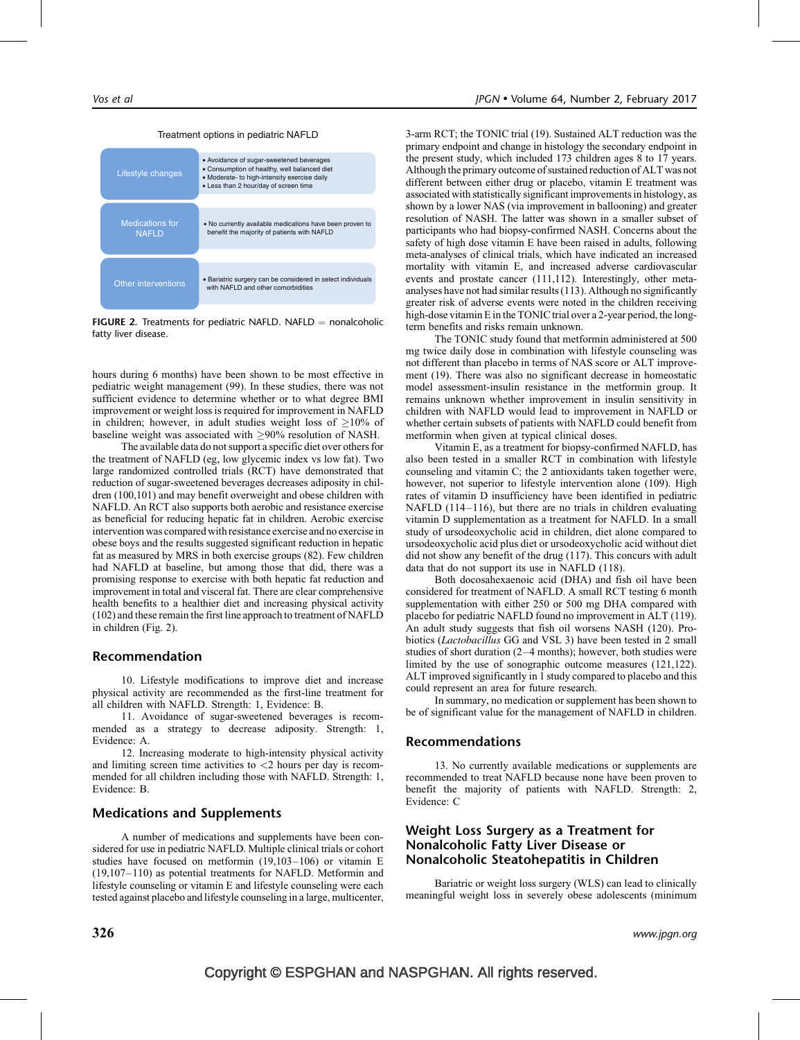Treatment options in pediatric NAFLD

| | |
|---|---|
| Lifestyle changes | • Avoidance of sugar-sweetened beverages<br>• Consumption of healthy, well balanced diet<br>• Moderate- to high-intensity exercise daily<br>• Less than 2 hour/day of screen time |
| Medications for NAFLD | • No currently available medications have been proven to benefit the majority of patients with NAFLD |
| Other interventions | • Bariatric surgery can be considered in select individuals with NAFLD and other comorbidities |

**FIGURE 2.** Treatments for pediatric NAFLD. NAFLD = nonalcoholic fatty liver disease.

hours during 6 months) have been shown to be most effective in pediatric weight management (99). In these studies, there was not sufficient evidence to determine whether or to what degree BMI improvement or weight loss is required for improvement in NAFLD in children; however, in adult studies weight loss of $\geq$10% of baseline weight was associated with $\geq$90% resolution of NASH.

The available data do not support a specific diet over others for the treatment of NAFLD (eg, low glycemic index vs low fat). Two large randomized controlled trials (RCT) have demonstrated that reduction of sugar-sweetened beverages decreases adiposity in children (100,101) and may benefit overweight and obese children with NAFLD. An RCT also supports both aerobic and resistance exercise as beneficial for reducing hepatic fat in children. Aerobic exercise intervention was compared with resistance exercise and no exercise in obese boys and the results suggested significant reduction in hepatic fat as measured by MRS in both exercise groups (82). Few children had NAFLD at baseline, but among those that did, there was a promising response to exercise with both hepatic fat reduction and improvement in total and visceral fat. There are clear comprehensive health benefits to a healthier diet and increasing physical activity (102) and these remain the first line approach to treatment of NAFLD in children (Fig. 2).

## Recommendation

10. Lifestyle modifications to improve diet and increase physical activity are recommended as the first-line treatment for all children with NAFLD. Strength: 1, Evidence: B.

11. Avoidance of sugar-sweetened beverages is recommended as a strategy to decrease adiposity. Strength: 1, Evidence: A.

12. Increasing moderate to high-intensity physical activity and limiting screen time activities to <2 hours per day is recommended for all children including those with NAFLD. Strength: 1, Evidence: B.

## Medications and Supplements

A number of medications and supplements have been considered for use in pediatric NAFLD. Multiple clinical trials or cohort studies have focused on metformin (19,103–106) or vitamin E (19,107–110) as potential treatments for NAFLD. Metformin and lifestyle counseling or vitamin E and lifestyle counseling were each tested against placebo and lifestyle counseling in a large, multicenter, 3-arm RCT; the TONIC trial (19). Sustained ALT reduction was the primary endpoint and change in histology the secondary endpoint in the present study, which included 173 children ages 8 to 17 years. Although the primary outcome of sustained reduction of ALT was not different between either drug or placebo, vitamin E treatment was associated with statistically significant improvements in histology, as shown by a lower NAS (via improvement in ballooning) and greater resolution of NASH. The latter was shown in a smaller subset of participants who had biopsy-confirmed NASH. Concerns about the safety of high dose vitamin E have been raised in adults, following meta-analyses of clinical trials, which have indicated an increased mortality with vitamin E, and increased adverse cardiovascular events and prostate cancer (111,112). Interestingly, other meta-analyses have not had similar results (113). Although no significantly greater risk of adverse events were noted in the children receiving high-dose vitamin E in the TONIC trial over a 2-year period, the long-term benefits and risks remain unknown.

The TONIC study found that metformin administered at 500 mg twice daily dose in combination with lifestyle counseling was not different than placebo in terms of NAS score or ALT improvement (19). There was also no significant decrease in homeostatic model assessment-insulin resistance in the metformin group. It remains unknown whether improvement in insulin sensitivity in children with NAFLD would lead to improvement in NAFLD or whether certain subsets of patients with NAFLD could benefit from metformin when given at typical clinical doses.

Vitamin E, as a treatment for biopsy-confirmed NAFLD, has also been tested in a smaller RCT in combination with lifestyle counseling and vitamin C; the 2 antioxidants taken together were, however, not superior to lifestyle intervention alone (109). High rates of vitamin D insufficiency have been identified in pediatric NAFLD (114–116), but there are no trials in children evaluating vitamin D supplementation as a treatment for NAFLD. In a small study of ursodeoxycholic acid in children, diet alone compared to ursodeoxycholic acid plus diet or ursodeoxycholic acid without diet did not show any benefit of the drug (117). This concurs with adult data that do not support its use in NAFLD (118).

Both docosahexaenoic acid (DHA) and fish oil have been considered for treatment of NAFLD. A small RCT testing 6 month supplementation with either 250 or 500 mg DHA compared with placebo for pediatric NAFLD found no improvement in ALT (119). An adult study suggests that fish oil worsens NASH (120). Probiotics (*Lactobacillus* GG and VSL 3) have been tested in 2 small studies of short duration (2–4 months); however, both studies were limited by the use of sonographic outcome measures (121,122). ALT improved significantly in 1 study compared to placebo and this could represent an area for future research.

In summary, no medication or supplement has been shown to be of significant value for the management of NAFLD in children.

## Recommendations

13. No currently available medications or supplements are recommended to treat NAFLD because none have been proven to benefit the majority of patients with NAFLD. Strength: 2, Evidence: C

## Weight Loss Surgery as a Treatment for Nonalcoholic Fatty Liver Disease or Nonalcoholic Steatohepatitis in Children

Bariatric or weight loss surgery (WLS) can lead to clinically meaningful weight loss in severely obese adolescents (minimum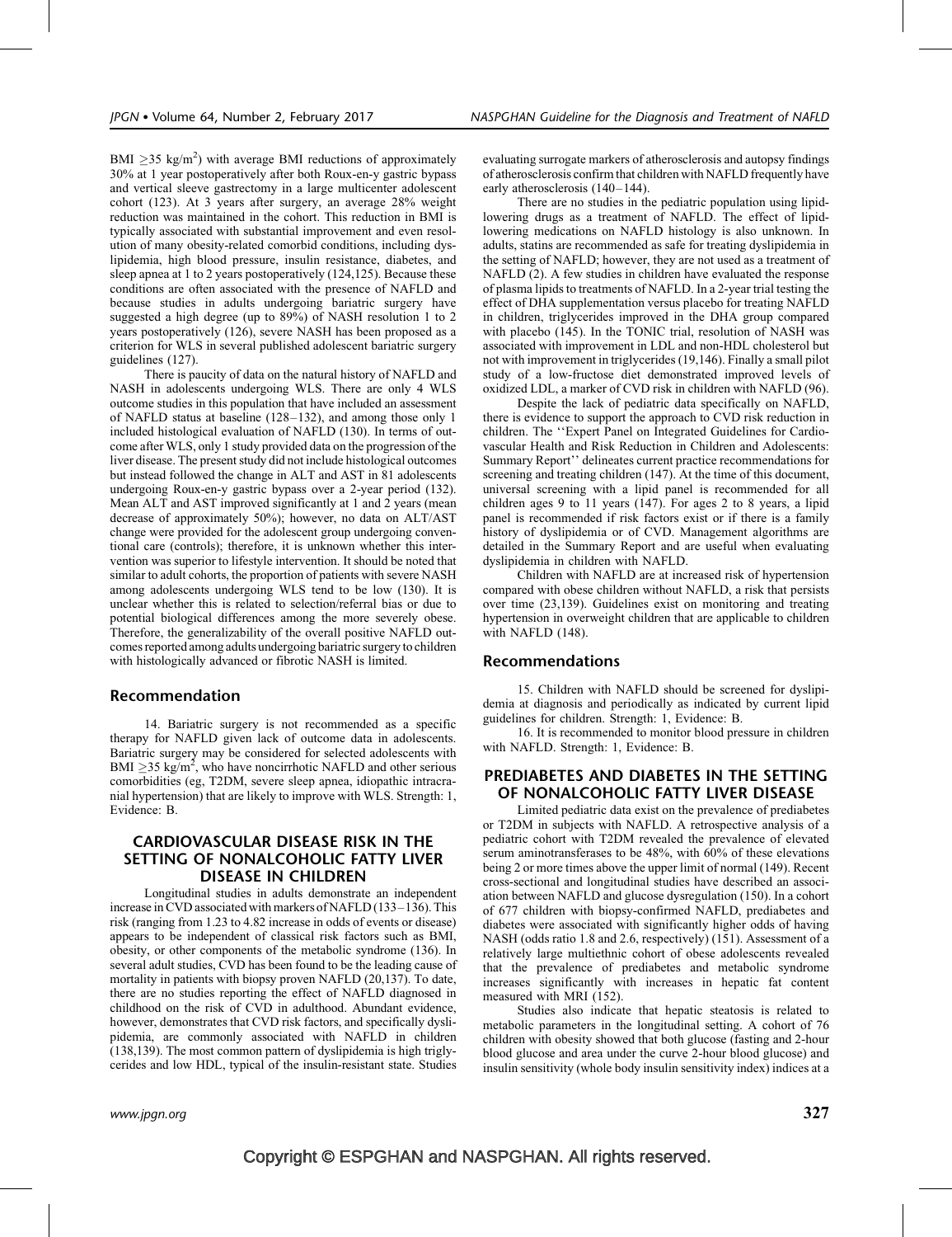BMI $\geq$35 kg/m$^2$) with average BMI reductions of approximately 30% at 1 year postoperatively after both Roux-en-y gastric bypass and vertical sleeve gastrectomy in a large multicenter adolescent cohort (123). At 3 years after surgery, an average 28% weight reduction was maintained in the cohort. This reduction in BMI is typically associated with substantial improvement and even resolution of many obesity-related comorbid conditions, including dyslipidemia, high blood pressure, insulin resistance, diabetes, and sleep apnea at 1 to 2 years postoperatively (124,125). Because these conditions are often associated with the presence of NAFLD and because studies in adults undergoing bariatric surgery have suggested a high degree (up to 89%) of NASH resolution 1 to 2 years postoperatively (126), severe NASH has been proposed as a criterion for WLS in several published adolescent bariatric surgery guidelines (127).

There is paucity of data on the natural history of NAFLD and NASH in adolescents undergoing WLS. There are only 4 WLS outcome studies in this population that have included an assessment of NAFLD status at baseline (128–132), and among those only 1 included histological evaluation of NAFLD (130). In terms of outcome after WLS, only 1 study provided data on the progression of the liver disease. The present study did not include histological outcomes but instead followed the change in ALT and AST in 81 adolescents undergoing Roux-en-y gastric bypass over a 2-year period (132). Mean ALT and AST improved significantly at 1 and 2 years (mean decrease of approximately 50%); however, no data on ALT/AST change were provided for the adolescent group undergoing conventional care (controls); therefore, it is unknown whether this intervention was superior to lifestyle intervention. It should be noted that similar to adult cohorts, the proportion of patients with severe NASH among adolescents undergoing WLS tend to be low (130). It is unclear whether this is related to selection/referral bias or due to potential biological differences among the more severely obese. Therefore, the generalizability of the overall positive NAFLD outcomes reported among adults undergoing bariatric surgery to children with histologically advanced or fibrotic NASH is limited.

## Recommendation

14. Bariatric surgery is not recommended as a specific therapy for NAFLD given lack of outcome data in adolescents. Bariatric surgery may be considered for selected adolescents with BMI $\geq$35 kg/m$^2$, who have noncirrhotic NAFLD and other serious comorbidities (eg, T2DM, severe sleep apnea, idiopathic intracranial hypertension) that are likely to improve with WLS. Strength: 1, Evidence: B.

## CARDIOVASCULAR DISEASE RISK IN THE SETTING OF NONALCOHOLIC FATTY LIVER DISEASE IN CHILDREN

Longitudinal studies in adults demonstrate an independent increase in CVD associated with markers of NAFLD (133–136). This risk (ranging from 1.23 to 4.82 increase in odds of events or disease) appears to be independent of classical risk factors such as BMI, obesity, or other components of the metabolic syndrome (136). In several adult studies, CVD has been found to be the leading cause of mortality in patients with biopsy proven NAFLD (20,137). To date, there are no studies reporting the effect of NAFLD diagnosed in childhood on the risk of CVD in adulthood. Abundant evidence, however, demonstrates that CVD risk factors, and specifically dyslipidemia, are commonly associated with NAFLD in children (138,139). The most common pattern of dyslipidemia is high triglycerides and low HDL, typical of the insulin-resistant state. Studies evaluating surrogate markers of atherosclerosis and autopsy findings of atherosclerosis confirm that children with NAFLD frequently have early atherosclerosis (140–144).

There are no studies in the pediatric population using lipid-lowering drugs as a treatment of NAFLD. The effect of lipid-lowering medications on NAFLD histology is also unknown. In adults, statins are recommended as safe for treating dyslipidemia in the setting of NAFLD; however, they are not used as a treatment of NAFLD (2). A few studies in children have evaluated the response of plasma lipids to treatments of NAFLD. In a 2-year trial testing the effect of DHA supplementation versus placebo for treating NAFLD in children, triglycerides improved in the DHA group compared with placebo (145). In the TONIC trial, resolution of NASH was associated with improvement in LDL and non-HDL cholesterol but not with improvement in triglycerides (19,146). Finally a small pilot study of a low-fructose diet demonstrated improved levels of oxidized LDL, a marker of CVD risk in children with NAFLD (96).

Despite the lack of pediatric data specifically on NAFLD, there is evidence to support the approach to CVD risk reduction in children. The ''Expert Panel on Integrated Guidelines for Cardiovascular Health and Risk Reduction in Children and Adolescents: Summary Report'' delineates current practice recommendations for screening and treating children (147). At the time of this document, universal screening with a lipid panel is recommended for all children ages 9 to 11 years (147). For ages 2 to 8 years, a lipid panel is recommended if risk factors exist or if there is a family history of dyslipidemia or of CVD. Management algorithms are detailed in the Summary Report and are useful when evaluating dyslipidemia in children with NAFLD.

Children with NAFLD are at increased risk of hypertension compared with obese children without NAFLD, a risk that persists over time (23,139). Guidelines exist on monitoring and treating hypertension in overweight children that are applicable to children with NAFLD (148).

## Recommendations

15. Children with NAFLD should be screened for dyslipidemia at diagnosis and periodically as indicated by current lipid guidelines for children. Strength: 1, Evidence: B.

16. It is recommended to monitor blood pressure in children with NAFLD. Strength: 1, Evidence: B.

## PREDIABETES AND DIABETES IN THE SETTING OF NONALCOHOLIC FATTY LIVER DISEASE

Limited pediatric data exist on the prevalence of prediabetes or T2DM in subjects with NAFLD. A retrospective analysis of a pediatric cohort with T2DM revealed the prevalence of elevated serum aminotransferases to be 48%, with 60% of these elevations being 2 or more times above the upper limit of normal (149). Recent cross-sectional and longitudinal studies have described an association between NAFLD and glucose dysregulation (150). In a cohort of 677 children with biopsy-confirmed NAFLD, prediabetes and diabetes were associated with significantly higher odds of having NASH (odds ratio 1.8 and 2.6, respectively) (151). Assessment of a relatively large multiethnic cohort of obese adolescents revealed that the prevalence of prediabetes and metabolic syndrome increases significantly with increases in hepatic fat content measured with MRI (152).

Studies also indicate that hepatic steatosis is related to metabolic parameters in the longitudinal setting. A cohort of 76 children with obesity showed that both glucose (fasting and 2-hour blood glucose and area under the curve 2-hour blood glucose) and insulin sensitivity (whole body insulin sensitivity index) indices at a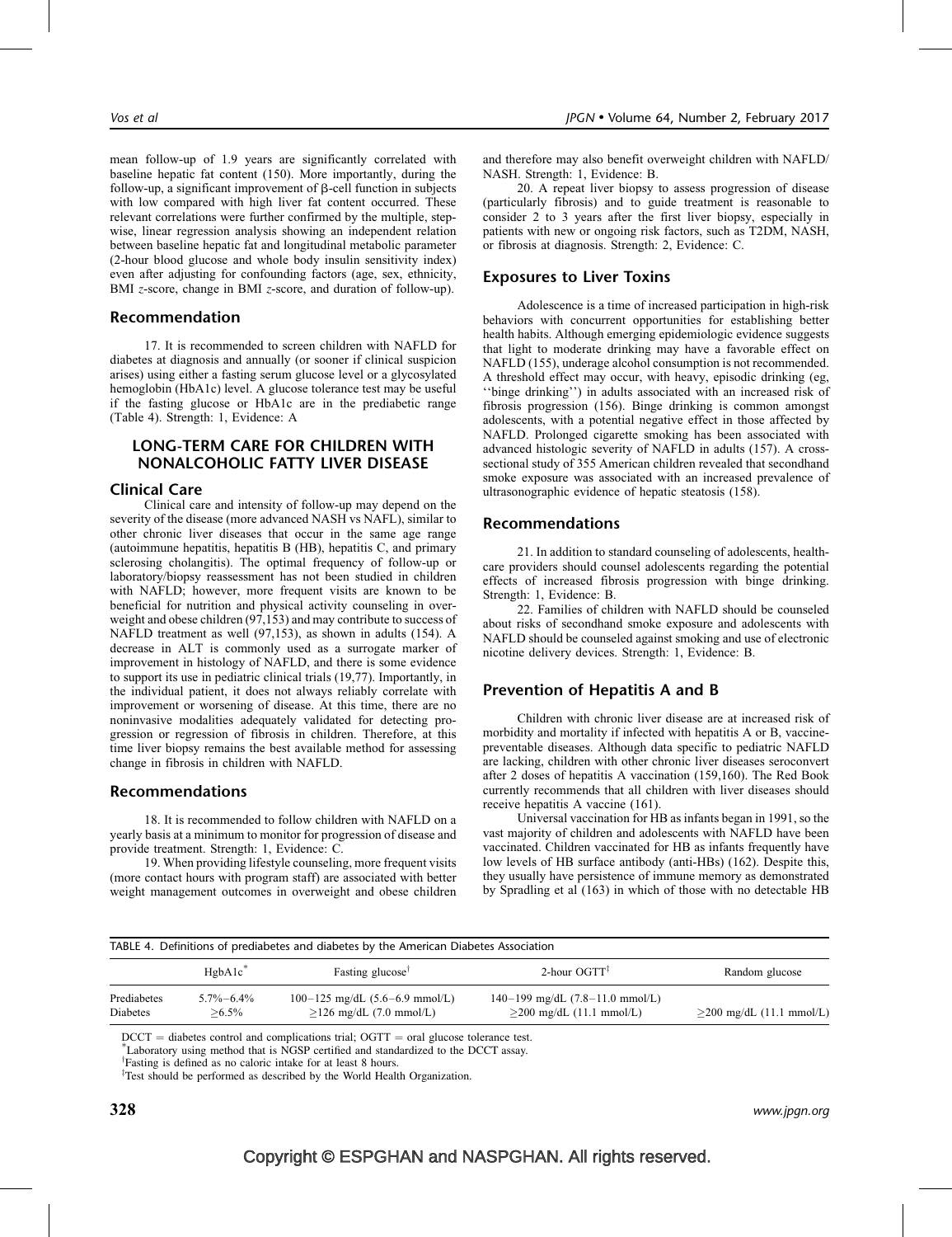mean follow-up of 1.9 years are significantly correlated with baseline hepatic fat content (150). More importantly, during the follow-up, a significant improvement of β-cell function in subjects with low compared with high liver fat content occurred. These relevant correlations were further confirmed by the multiple, stepwise, linear regression analysis showing an independent relation between baseline hepatic fat and longitudinal metabolic parameter (2-hour blood glucose and whole body insulin sensitivity index) even after adjusting for confounding factors (age, sex, ethnicity, BMI *z*-score, change in BMI *z*-score, and duration of follow-up).

## Recommendation

17. It is recommended to screen children with NAFLD for diabetes at diagnosis and annually (or sooner if clinical suspicion arises) using either a fasting serum glucose level or a glycosylated hemoglobin (HbA1c) level. A glucose tolerance test may be useful if the fasting glucose or HbA1c are in the prediabetic range (Table 4). Strength: 1, Evidence: A

# LONG-TERM CARE FOR CHILDREN WITH NONALCOHOLIC FATTY LIVER DISEASE

## Clinical Care

Clinical care and intensity of follow-up may depend on the severity of the disease (more advanced NASH vs NAFL), similar to other chronic liver diseases that occur in the same age range (autoimmune hepatitis, hepatitis B (HB), hepatitis C, and primary sclerosing cholangitis). The optimal frequency of follow-up or laboratory/biopsy reassessment has not been studied in children with NAFLD; however, more frequent visits are known to be beneficial for nutrition and physical activity counseling in overweight and obese children (97,153) and may contribute to success of NAFLD treatment as well (97,153), as shown in adults (154). A decrease in ALT is commonly used as a surrogate marker of improvement in histology of NAFLD, and there is some evidence to support its use in pediatric clinical trials (19,77). Importantly, in the individual patient, it does not always reliably correlate with improvement or worsening of disease. At this time, there are no noninvasive modalities adequately validated for detecting progression or regression of fibrosis in children. Therefore, at this time liver biopsy remains the best available method for assessing change in fibrosis in children with NAFLD.

## Recommendations

18. It is recommended to follow children with NAFLD on a yearly basis at a minimum to monitor for progression of disease and provide treatment. Strength: 1, Evidence: C.

19. When providing lifestyle counseling, more frequent visits (more contact hours with program staff) are associated with better weight management outcomes in overweight and obese children and therefore may also benefit overweight children with NAFLD/NASH. Strength: 1, Evidence: B.

20. A repeat liver biopsy to assess progression of disease (particularly fibrosis) and to guide treatment is reasonable to consider 2 to 3 years after the first liver biopsy, especially in patients with new or ongoing risk factors, such as T2DM, NASH, or fibrosis at diagnosis. Strength: 2, Evidence: C.

## Exposures to Liver Toxins

Adolescence is a time of increased participation in high-risk behaviors with concurrent opportunities for establishing better health habits. Although emerging epidemiologic evidence suggests that light to moderate drinking may have a favorable effect on NAFLD (155), underage alcohol consumption is not recommended. A threshold effect may occur, with heavy, episodic drinking (eg, ''binge drinking'') in adults associated with an increased risk of fibrosis progression (156). Binge drinking is common amongst adolescents, with a potential negative effect in those affected by NAFLD. Prolonged cigarette smoking has been associated with advanced histologic severity of NAFLD in adults (157). A cross-sectional study of 355 American children revealed that secondhand smoke exposure was associated with an increased prevalence of ultrasonographic evidence of hepatic steatosis (158).

## Recommendations

21. In addition to standard counseling of adolescents, health-care providers should counsel adolescents regarding the potential effects of increased fibrosis progression with binge drinking. Strength: 1, Evidence: B.

22. Families of children with NAFLD should be counseled about risks of secondhand smoke exposure and adolescents with NAFLD should be counseled against smoking and use of electronic nicotine delivery devices. Strength: 1, Evidence: B.

## Prevention of Hepatitis A and B

Children with chronic liver disease are at increased risk of morbidity and mortality if infected with hepatitis A or B, vaccine-preventable diseases. Although data specific to pediatric NAFLD are lacking, children with other chronic liver diseases seroconvert after 2 doses of hepatitis A vaccination (159,160). The Red Book currently recommends that all children with liver diseases should receive hepatitis A vaccine (161).

Universal vaccination for HB as infants began in 1991, so the vast majority of children and adolescents with NAFLD have been vaccinated. Children vaccinated for HB as infants frequently have low levels of HB surface antibody (anti-HBs) (162). Despite this, they usually have persistence of immune memory as demonstrated by Spradling et al (163) in which of those with no detectable HB

TABLE 4. Definitions of prediabetes and diabetes by the American Diabetes Association

| | HgbA1c* | Fasting glucose† | 2-hour OGTT‡ | Random glucose |
|---|---|---|---|---|
| Prediabetes | 5.7%–6.4% | 100–125 mg/dL (5.6–6.9 mmol/L) | 140–199 mg/dL (7.8–11.0 mmol/L) | |
| Diabetes | ≥6.5% | ≥126 mg/dL (7.0 mmol/L) | ≥200 mg/dL (11.1 mmol/L) | ≥200 mg/dL (11.1 mmol/L) |

DCCT = diabetes control and complications trial; OGTT = oral glucose tolerance test.
*Laboratory using method that is NGSP certified and standardized to the DCCT assay.
†Fasting is defined as no caloric intake for at least 8 hours.
‡Test should be performed as described by the World Health Organization.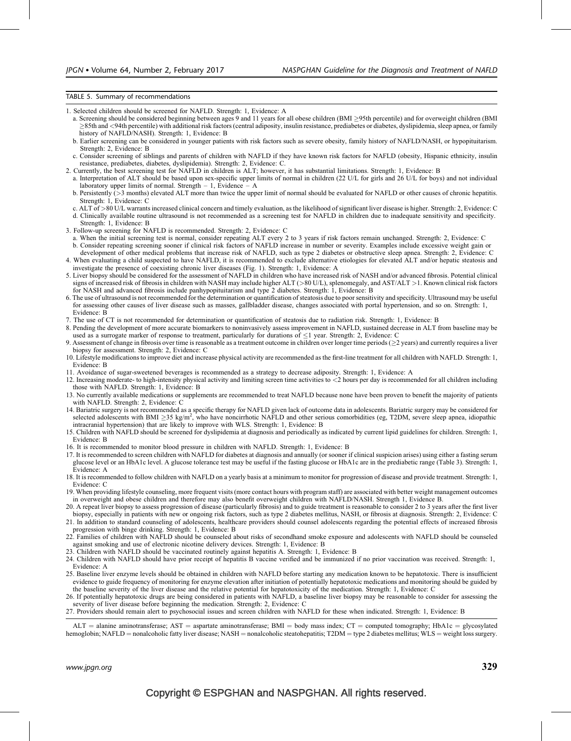TABLE 5. Summary of recommendations

1. Selected children should be screened for NAFLD. Strength: 1, Evidence: A
   a. Screening should be considered beginning between ages 9 and 11 years for all obese children (BMI ≥95th percentile) and for overweight children (BMI ≥85th and <94th percentile) with additional risk factors (central adiposity, insulin resistance, prediabetes or diabetes, dyslipidemia, sleep apnea, or family history of NAFLD/NASH). Strength: 1, Evidence: B
   b. Earlier screening can be considered in younger patients with risk factors such as severe obesity, family history of NAFLD/NASH, or hypopituitarism. Strength: 2, Evidence: B
   c. Consider screening of siblings and parents of children with NAFLD if they have known risk factors for NAFLD (obesity, Hispanic ethnicity, insulin resistance, prediabetes, diabetes, dyslipidemia). Strength: 2, Evidence: C.
2. Currently, the best screening test for NAFLD in children is ALT; however, it has substantial limitations. Strength: 1, Evidence: B
   a. Interpretation of ALT should be based upon sex-specific upper limits of normal in children (22 U/L for girls and 26 U/L for boys) and not individual laboratory upper limits of normal. Strength – 1, Evidence – A
   b. Persistently (>3 months) elevated ALT more than twice the upper limit of normal should be evaluated for NAFLD or other causes of chronic hepatitis. Strength: 1, Evidence: C
   c. ALT of >80 U/L warrants increased clinical concern and timely evaluation, as the likelihood of significant liver disease is higher. Strength: 2, Evidence: C
   d. Clinically available routine ultrasound is not recommended as a screening test for NAFLD in children due to inadequate sensitivity and specificity. Strength: 1, Evidence: B
3. Follow-up screening for NAFLD is recommended. Strength: 2, Evidence: C
   a. When the initial screening test is normal, consider repeating ALT every 2 to 3 years if risk factors remain unchanged. Strength: 2, Evidence: C
   b. Consider repeating screening sooner if clinical risk factors of NAFLD increase in number or severity. Examples include excessive weight gain or development of other medical problems that increase risk of NAFLD, such as type 2 diabetes or obstructive sleep apnea. Strength: 2, Evidence: C
4. When evaluating a child suspected to have NAFLD, it is recommended to exclude alternative etiologies for elevated ALT and/or hepatic steatosis and investigate the presence of coexisting chronic liver diseases (Fig. 1). Strength: 1, Evidence: A
5. Liver biopsy should be considered for the assessment of NAFLD in children who have increased risk of NASH and/or advanced fibrosis. Potential clinical signs of increased risk of fibrosis in children with NASH may include higher ALT (>80 U/L), splenomegaly, and AST/ALT >1. Known clinical risk factors for NASH and advanced fibrosis include panhypopituitarism and type 2 diabetes. Strength: 1, Evidence: B
6. The use of ultrasound is not recommended for the determination or quantification of steatosis due to poor sensitivity and specificity. Ultrasound may be useful for assessing other causes of liver disease such as masses, gallbladder disease, changes associated with portal hypertension, and so on. Strength: 1, Evidence: B
7. The use of CT is not recommended for determination or quantification of steatosis due to radiation risk. Strength: 1, Evidence: B
8. Pending the development of more accurate biomarkers to noninvasively assess improvement in NAFLD, sustained decrease in ALT from baseline may be used as a surrogate marker of response to treatment, particularly for durations of ≤1 year. Strength: 2, Evidence: C
9. Assessment of change in fibrosis over time is reasonable as a treatment outcome in children over longer time periods (≥2 years) and currently requires a liver biopsy for assessment. Strength: 2, Evidence: C
10. Lifestyle modifications to improve diet and increase physical activity are recommended as the first-line treatment for all children with NAFLD. Strength: 1, Evidence: B
11. Avoidance of sugar-sweetened beverages is recommended as a strategy to decrease adiposity. Strength: 1, Evidence: A
12. Increasing moderate- to high-intensity physical activity and limiting screen time activities to <2 hours per day is recommended for all children including those with NAFLD. Strength: 1, Evidence: B
13. No currently available medications or supplements are recommended to treat NAFLD because none have been proven to benefit the majority of patients with NAFLD. Strength: 2, Evidence: C
14. Bariatric surgery is not recommended as a specific therapy for NAFLD given lack of outcome data in adolescents. Bariatric surgery may be considered for selected adolescents with BMI ≥35 kg/m$^2$, who have noncirrhotic NAFLD and other serious comorbidities (eg, T2DM, severe sleep apnea, idiopathic intracranial hypertension) that are likely to improve with WLS. Strength: 1, Evidence: B
15. Children with NAFLD should be screened for dyslipidemia at diagnosis and periodically as indicated by current lipid guidelines for children. Strength: 1, Evidence: B
16. It is recommended to monitor blood pressure in children with NAFLD. Strength: 1, Evidence: B
17. It is recommended to screen children with NAFLD for diabetes at diagnosis and annually (or sooner if clinical suspicion arises) using either a fasting serum glucose level or an HbA1c level. A glucose tolerance test may be useful if the fasting glucose or HbA1c are in the prediabetic range (Table 3). Strength: 1, Evidence: A
18. It is recommended to follow children with NAFLD on a yearly basis at a minimum to monitor for progression of disease and provide treatment. Strength: 1, Evidence: C
19. When providing lifestyle counseling, more frequent visits (more contact hours with program staff) are associated with better weight management outcomes in overweight and obese children and therefore may also benefit overweight children with NAFLD/NASH. Strength 1, Evidence B.
20. A repeat liver biopsy to assess progression of disease (particularly fibrosis) and to guide treatment is reasonable to consider 2 to 3 years after the first liver biopsy, especially in patients with new or ongoing risk factors, such as type 2 diabetes mellitus, NASH, or fibrosis at diagnosis. Strength: 2, Evidence: C
21. In addition to standard counseling of adolescents, healthcare providers should counsel adolescents regarding the potential effects of increased fibrosis progression with binge drinking. Strength: 1, Evidence: B
22. Families of children with NAFLD should be counseled about risks of secondhand smoke exposure and adolescents with NAFLD should be counseled against smoking and use of electronic nicotine delivery devices. Strength: 1, Evidence: B
23. Children with NAFLD should be vaccinated routinely against hepatitis A. Strength: 1, Evidence: B
24. Children with NAFLD should have prior receipt of hepatitis B vaccine verified and be immunized if no prior vaccination was received. Strength: 1, Evidence: A
25. Baseline liver enzyme levels should be obtained in children with NAFLD before starting any medication known to be hepatotoxic. There is insufficient evidence to guide frequency of monitoring for enzyme elevation after initiation of potentially hepatotoxic medications and monitoring should be guided by the baseline severity of the liver disease and the relative potential for hepatotoxicity of the medication. Strength: 1, Evidence: C
26. If potentially hepatotoxic drugs are being considered in patients with NAFLD, a baseline liver biopsy may be reasonable to consider for assessing the severity of liver disease before beginning the medication. Strength: 2, Evidence: C
27. Providers should remain alert to psychosocial issues and screen children with NAFLD for these when indicated. Strength: 1, Evidence: B

ALT = alanine aminotransferase; AST = aspartate aminotransferase; BMI = body mass index; CT = computed tomography; HbA1c = glycosylated hemoglobin; NAFLD = nonalcoholic fatty liver disease; NASH = nonalcoholic steatohepatitis; T2DM = type 2 diabetes mellitus; WLS = weight loss surgery.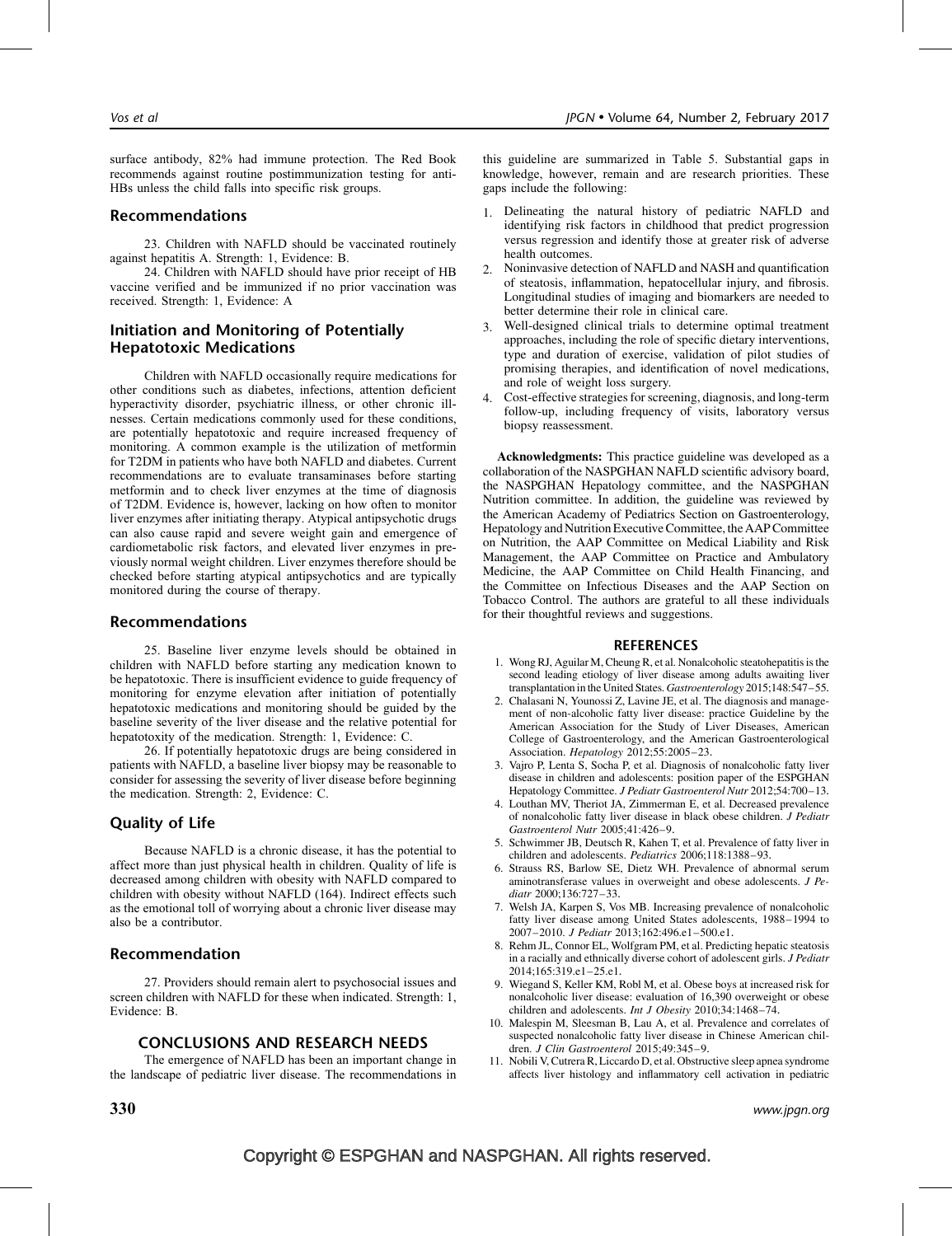surface antibody, 82% had immune protection. The Red Book recommends against routine postimmunization testing for anti-HBs unless the child falls into specific risk groups.

## Recommendations

23. Children with NAFLD should be vaccinated routinely against hepatitis A. Strength: 1, Evidence: B.

24. Children with NAFLD should have prior receipt of HB vaccine verified and be immunized if no prior vaccination was received. Strength: 1, Evidence: A

## Initiation and Monitoring of Potentially Hepatotoxic Medications

Children with NAFLD occasionally require medications for other conditions such as diabetes, infections, attention deficient hyperactivity disorder, psychiatric illness, or other chronic illnesses. Certain medications commonly used for these conditions, are potentially hepatotoxic and require increased frequency of monitoring. A common example is the utilization of metformin for T2DM in patients who have both NAFLD and diabetes. Current recommendations are to evaluate transaminases before starting metformin and to check liver enzymes at the time of diagnosis of T2DM. Evidence is, however, lacking on how often to monitor liver enzymes after initiating therapy. Atypical antipsychotic drugs can also cause rapid and severe weight gain and emergence of cardiometabolic risk factors, and elevated liver enzymes in previously normal weight children. Liver enzymes therefore should be checked before starting atypical antipsychotics and are typically monitored during the course of therapy.

## Recommendations

25. Baseline liver enzyme levels should be obtained in children with NAFLD before starting any medication known to be hepatotoxic. There is insufficient evidence to guide frequency of monitoring for enzyme elevation after initiation of potentially hepatotoxic medications and monitoring should be guided by the baseline severity of the liver disease and the relative potential for hepatotoxity of the medication. Strength: 1, Evidence: C.

26. If potentially hepatotoxic drugs are being considered in patients with NAFLD, a baseline liver biopsy may be reasonable to consider for assessing the severity of liver disease before beginning the medication. Strength: 2, Evidence: C.

## Quality of Life

Because NAFLD is a chronic disease, it has the potential to affect more than just physical health in children. Quality of life is decreased among children with obesity with NAFLD compared to children with obesity without NAFLD (164). Indirect effects such as the emotional toll of worrying about a chronic liver disease may also be a contributor.

## Recommendation

27. Providers should remain alert to psychosocial issues and screen children with NAFLD for these when indicated. Strength: 1, Evidence: B.

# CONCLUSIONS AND RESEARCH NEEDS

The emergence of NAFLD has been an important change in the landscape of pediatric liver disease. The recommendations in this guideline are summarized in Table 5. Substantial gaps in knowledge, however, remain and are research priorities. These gaps include the following:

1. Delineating the natural history of pediatric NAFLD and identifying risk factors in childhood that predict progression versus regression and identify those at greater risk of adverse health outcomes.
2. Noninvasive detection of NAFLD and NASH and quantification of steatosis, inflammation, hepatocellular injury, and fibrosis. Longitudinal studies of imaging and biomarkers are needed to better determine their role in clinical care.
3. Well-designed clinical trials to determine optimal treatment approaches, including the role of specific dietary interventions, type and duration of exercise, validation of pilot studies of promising therapies, and identification of novel medications, and role of weight loss surgery.
4. Cost-effective strategies for screening, diagnosis, and long-term follow-up, including frequency of visits, laboratory versus biopsy reassessment.

**Acknowledgments:** This practice guideline was developed as a collaboration of the NASPGHAN NAFLD scientific advisory board, the NASPGHAN Hepatology committee, and the NASPGHAN Nutrition committee. In addition, the guideline was reviewed by the American Academy of Pediatrics Section on Gastroenterology, Hepatology and Nutrition Executive Committee, the AAP Committee on Nutrition, the AAP Committee on Medical Liability and Risk Management, the AAP Committee on Practice and Ambulatory Medicine, the AAP Committee on Child Health Financing, and the Committee on Infectious Diseases and the AAP Section on Tobacco Control. The authors are grateful to all these individuals for their thoughtful reviews and suggestions.

# REFERENCES

1. Wong RJ, Aguilar M, Cheung R, et al. Nonalcoholic steatohepatitis is the second leading etiology of liver disease among adults awaiting liver transplantation in the United States. *Gastroenterology* 2015;148:547–55.
2. Chalasani N, Younossi Z, Lavine JE, et al. The diagnosis and management of non-alcoholic fatty liver disease: practice Guideline by the American Association for the Study of Liver Diseases, American College of Gastroenterology, and the American Gastroenterological Association. *Hepatology* 2012;55:2005–23.
3. Vajro P, Lenta S, Socha P, et al. Diagnosis of nonalcoholic fatty liver disease in children and adolescents: position paper of the ESPGHAN Hepatology Committee. *J Pediatr Gastroenterol Nutr* 2012;54:700–13.
4. Louthan MV, Theriot JA, Zimmerman E, et al. Decreased prevalence of nonalcoholic fatty liver disease in black obese children. *J Pediatr Gastroenterol Nutr* 2005;41:426–9.
5. Schwimmer JB, Deutsch R, Kahen T, et al. Prevalence of fatty liver in children and adolescents. *Pediatrics* 2006;118:1388–93.
6. Strauss RS, Barlow SE, Dietz WH. Prevalence of abnormal serum aminotransferase values in overweight and obese adolescents. *J Pediatr* 2000;136:727–33.
7. Welsh JA, Karpen S, Vos MB. Increasing prevalence of nonalcoholic fatty liver disease among United States adolescents, 1988–1994 to 2007–2010. *J Pediatr* 2013;162:496.e1–500.e1.
8. Rehm JL, Connor EL, Wolfgram PM, et al. Predicting hepatic steatosis in a racially and ethnically diverse cohort of adolescent girls. *J Pediatr* 2014;165:319.e1–25.e1.
9. Wiegand S, Keller KM, Robl M, et al. Obese boys at increased risk for nonalcoholic liver disease: evaluation of 16,390 overweight or obese children and adolescents. *Int J Obesity* 2010;34:1468–74.
10. Malespin M, Sleesman B, Lau A, et al. Prevalence and correlates of suspected nonalcoholic fatty liver disease in Chinese American children. *J Clin Gastroenterol* 2015;49:345–9.
11. Nobili V, Cutrera R, Liccardo D, et al. Obstructive sleep apnea syndrome affects liver histology and inflammatory cell activation in pediatric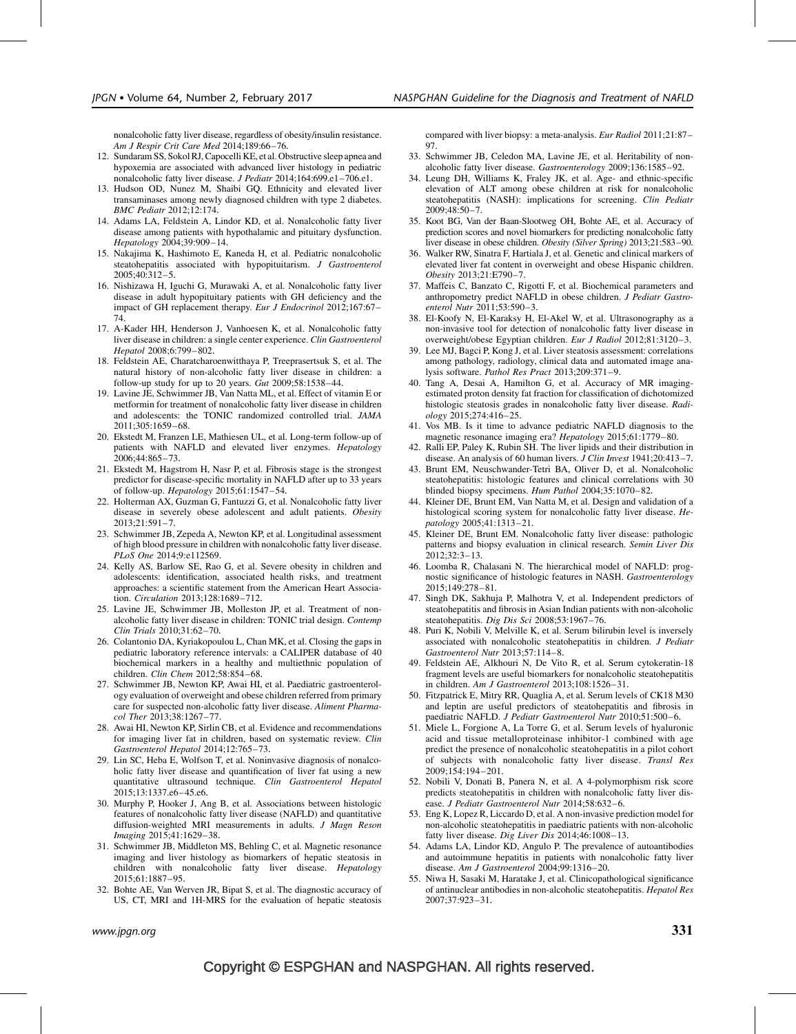nonalcoholic fatty liver disease, regardless of obesity/insulin resistance. *Am J Respir Crit Care Med* 2014;189:66–76.

12. Sundaram SS, Sokol RJ, Capocelli KE, et al. Obstructive sleep apnea and hypoxemia are associated with advanced liver histology in pediatric nonalcoholic fatty liver disease. *J Pediatr* 2014;164:699.e1–706.e1.
13. Hudson OD, Nunez M, Shaibi GQ. Ethnicity and elevated liver transaminases among newly diagnosed children with type 2 diabetes. *BMC Pediatr* 2012;12:174.
14. Adams LA, Feldstein A, Lindor KD, et al. Nonalcoholic fatty liver disease among patients with hypothalamic and pituitary dysfunction. *Hepatology* 2004;39:909–14.
15. Nakajima K, Hashimoto E, Kaneda H, et al. Pediatric nonalcoholic steatohepatitis associated with hypopituitarism. *J Gastroenterol* 2005;40:312–5.
16. Nishizawa H, Iguchi G, Murawaki A, et al. Nonalcoholic fatty liver disease in adult hypopituitary patients with GH deficiency and the impact of GH replacement therapy. *Eur J Endocrinol* 2012;167:67–74.
17. A-Kader HH, Henderson J, Vanhoesen K, et al. Nonalcoholic fatty liver disease in children: a single center experience. *Clin Gastroenterol Hepatol* 2008;6:799–802.
18. Feldstein AE, Charatcharoenwitthaya P, Treeprasertsuk S, et al. The natural history of non-alcoholic fatty liver disease in children: a follow-up study for up to 20 years. *Gut* 2009;58:1538–44.
19. Lavine JE, Schwimmer JB, Van Natta ML, et al. Effect of vitamin E or metformin for treatment of nonalcoholic fatty liver disease in children and adolescents: the TONIC randomized controlled trial. *JAMA* 2011;305:1659–68.
20. Ekstedt M, Franzen LE, Mathiesen UL, et al. Long-term follow-up of patients with NAFLD and elevated liver enzymes. *Hepatology* 2006;44:865–73.
21. Ekstedt M, Hagstrom H, Nasr P, et al. Fibrosis stage is the strongest predictor for disease-specific mortality in NAFLD after up to 33 years of follow-up. *Hepatology* 2015;61:1547–54.
22. Holterman AX, Guzman G, Fantuzzi G, et al. Nonalcoholic fatty liver disease in severely obese adolescent and adult patients. *Obesity* 2013;21:591–7.
23. Schwimmer JB, Zepeda A, Newton KP, et al. Longitudinal assessment of high blood pressure in children with nonalcoholic fatty liver disease. *PLoS One* 2014;9:e112569.
24. Kelly AS, Barlow SE, Rao G, et al. Severe obesity in children and adolescents: identification, associated health risks, and treatment approaches: a scientific statement from the American Heart Association. *Circulation* 2013;128:1689–712.
25. Lavine JE, Schwimmer JB, Molleston JP, et al. Treatment of nonalcoholic fatty liver disease in children: TONIC trial design. *Contemp Clin Trials* 2010;31:62–70.
26. Colantonio DA, Kyriakopoulou L, Chan MK, et al. Closing the gaps in pediatric laboratory reference intervals: a CALIPER database of 40 biochemical markers in a healthy and multiethnic population of children. *Clin Chem* 2012;58:854–68.
27. Schwimmer JB, Newton KP, Awai HI, et al. Paediatric gastroenterology evaluation of overweight and obese children referred from primary care for suspected non-alcoholic fatty liver disease. *Aliment Pharmacol Ther* 2013;38:1267–77.
28. Awai HI, Newton KP, Sirlin CB, et al. Evidence and recommendations for imaging liver fat in children, based on systematic review. *Clin Gastroenterol Hepatol* 2014;12:765–73.
29. Lin SC, Heba E, Wolfson T, et al. Noninvasive diagnosis of nonalcoholic fatty liver disease and quantification of liver fat using a new quantitative ultrasound technique. *Clin Gastroenterol Hepatol* 2015;13:1337.e6–45.e6.
30. Murphy P, Hooker J, Ang B, et al. Associations between histologic features of nonalcoholic fatty liver disease (NAFLD) and quantitative diffusion-weighted MRI measurements in adults. *J Magn Reson Imaging* 2015;41:1629–38.
31. Schwimmer JB, Middleton MS, Behling C, et al. Magnetic resonance imaging and liver histology as biomarkers of hepatic steatosis in children with nonalcoholic fatty liver disease. *Hepatology* 2015;61:1887–95.
32. Bohte AE, Van Werven JR, Bipat S, et al. The diagnostic accuracy of US, CT, MRI and 1H-MRS for the evaluation of hepatic steatosis compared with liver biopsy: a meta-analysis. *Eur Radiol* 2011;21:87–97.
33. Schwimmer JB, Celedon MA, Lavine JE, et al. Heritability of nonalcoholic fatty liver disease. *Gastroenterology* 2009;136:1585–92.
34. Leung DH, Williams K, Fraley JK, et al. Age- and ethnic-specific elevation of ALT among obese children at risk for nonalcoholic steatohepatitis (NASH): implications for screening. *Clin Pediatr* 2009;48:50–7.
35. Koot BG, Van der Baan-Slootweg OH, Bohte AE, et al. Accuracy of prediction scores and novel biomarkers for predicting nonalcoholic fatty liver disease in obese children. *Obesity (Silver Spring)* 2013;21:583–90.
36. Walker RW, Sinatra F, Hartiala J, et al. Genetic and clinical markers of elevated liver fat content in overweight and obese Hispanic children. *Obesity* 2013;21:E790–7.
37. Maffeis C, Banzato C, Rigotti F, et al. Biochemical parameters and anthropometry predict NAFLD in obese children. *J Pediatr Gastroenterol Nutr* 2011;53:590–3.
38. El-Koofy N, El-Karaksy H, El-Akel W, et al. Ultrasonography as a non-invasive tool for detection of nonalcoholic fatty liver disease in overweight/obese Egyptian children. *Eur J Radiol* 2012;81:3120–3.
39. Lee MJ, Bagci P, Kong J, et al. Liver steatosis assessment: correlations among pathology, radiology, clinical data and automated image analysis software. *Pathol Res Pract* 2013;209:371–9.
40. Tang A, Desai A, Hamilton G, et al. Accuracy of MR imaging-estimated proton density fat fraction for classification of dichotomized histologic steatosis grades in nonalcoholic fatty liver disease. *Radiology* 2015;274:416–25.
41. Vos MB. Is it time to advance pediatric NAFLD diagnosis to the magnetic resonance imaging era? *Hepatology* 2015;61:1779–80.
42. Ralli EP, Paley K, Rubin SH. The liver lipids and their distribution in disease. An analysis of 60 human livers. *J Clin Invest* 1941;20:413–7.
43. Brunt EM, Neuschwander-Tetri BA, Oliver D, et al. Nonalcoholic steatohepatitis: histologic features and clinical correlations with 30 blinded biopsy specimens. *Hum Pathol* 2004;35:1070–82.
44. Kleiner DE, Brunt EM, Van Natta M, et al. Design and validation of a histological scoring system for nonalcoholic fatty liver disease. *Hepatology* 2005;41:1313–21.
45. Kleiner DE, Brunt EM. Nonalcoholic fatty liver disease: pathologic patterns and biopsy evaluation in clinical research. *Semin Liver Dis* 2012;32:3–13.
46. Loomba R, Chalasani N. The hierarchical model of NAFLD: prognostic significance of histologic features in NASH. *Gastroenterology* 2015;149:278–81.
47. Singh DK, Sakhuja P, Malhotra V, et al. Independent predictors of steatohepatitis and fibrosis in Asian Indian patients with non-alcoholic steatohepatitis. *Dig Dis Sci* 2008;53:1967–76.
48. Puri K, Nobili V, Melville K, et al. Serum bilirubin level is inversely associated with nonalcoholic steatohepatitis in children. *J Pediatr Gastroenterol Nutr* 2013;57:114–8.
49. Feldstein AE, Alkhouri N, De Vito R, et al. Serum cytokeratin-18 fragment levels are useful biomarkers for nonalcoholic steatohepatitis in children. *Am J Gastroenterol* 2013;108:1526–31.
50. Fitzpatrick E, Mitry RR, Quaglia A, et al. Serum levels of CK18 M30 and leptin are useful predictors of steatohepatitis and fibrosis in paediatric NAFLD. *J Pediatr Gastroenterol Nutr* 2010;51:500–6.
51. Miele L, Forgione A, La Torre G, et al. Serum levels of hyaluronic acid and tissue metalloproteinase inhibitor-1 combined with age predict the presence of nonalcoholic steatohepatitis in a pilot cohort of subjects with nonalcoholic fatty liver disease. *Transl Res* 2009;154:194–201.
52. Nobili V, Donati B, Panera N, et al. A 4-polymorphism risk score predicts steatohepatitis in children with nonalcoholic fatty liver disease. *J Pediatr Gastroenterol Nutr* 2014;58:632–6.
53. Eng K, Lopez R, Liccardo D, et al. A non-invasive prediction model for non-alcoholic steatohepatitis in paediatric patients with non-alcoholic fatty liver disease. *Dig Liver Dis* 2014;46:1008–13.
54. Adams LA, Lindor KD, Angulo P. The prevalence of autoantibodies and autoimmune hepatitis in patients with nonalcoholic fatty liver disease. *Am J Gastroenterol* 2004;99:1316–20.
55. Niwa H, Sasaki M, Haratake J, et al. Clinicopathological significance of antinuclear antibodies in non-alcoholic steatohepatitis. *Hepatol Res* 2007;37:923–31.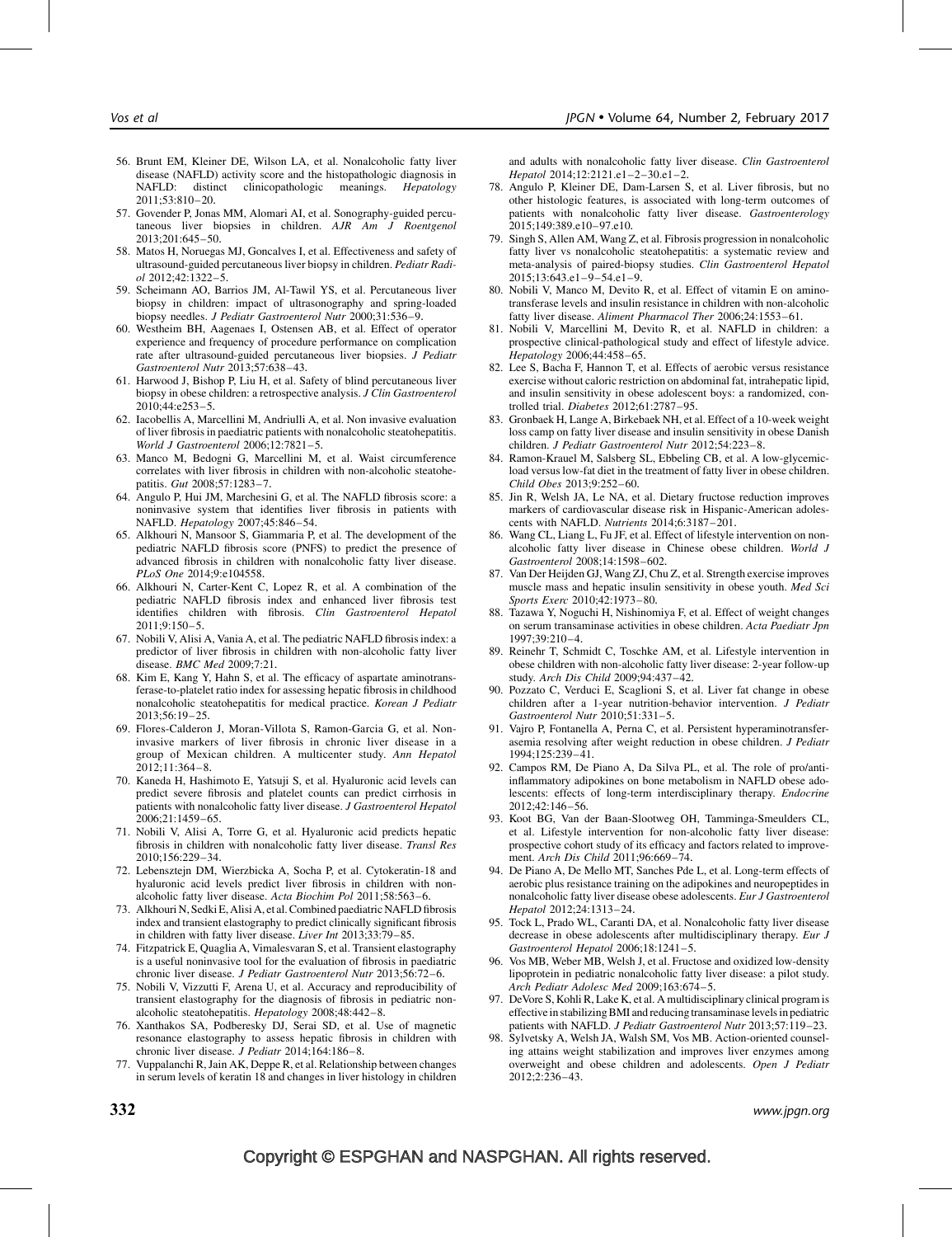56. Brunt EM, Kleiner DE, Wilson LA, et al. Nonalcoholic fatty liver disease (NAFLD) activity score and the histopathologic diagnosis in NAFLD: distinct clinicopathologic meanings. *Hepatology* 2011;53:810–20.
57. Govender P, Jonas MM, Alomari AI, et al. Sonography-guided percutaneous liver biopsies in children. *AJR Am J Roentgenol* 2013;201:645–50.
58. Matos H, Noruegas MJ, Goncalves I, et al. Effectiveness and safety of ultrasound-guided percutaneous liver biopsy in children. *Pediatr Radiol* 2012;42:1322–5.
59. Scheimann AO, Barrios JM, Al-Tawil YS, et al. Percutaneous liver biopsy in children: impact of ultrasonography and spring-loaded biopsy needles. *J Pediatr Gastroenterol Nutr* 2000;31:536–9.
60. Westheim BH, Aagenaes I, Ostensen AB, et al. Effect of operator experience and frequency of procedure performance on complication rate after ultrasound-guided percutaneous liver biopsies. *J Pediatr Gastroenterol Nutr* 2013;57:638–43.
61. Harwood J, Bishop P, Liu H, et al. Safety of blind percutaneous liver biopsy in obese children: a retrospective analysis. *J Clin Gastroenterol* 2010;44:e253–5.
62. Iacobellis A, Marcellini M, Andriulli A, et al. Non invasive evaluation of liver fibrosis in paediatric patients with nonalcoholic steatohepatitis. *World J Gastroenterol* 2006;12:7821–5.
63. Manco M, Bedogni G, Marcellini M, et al. Waist circumference correlates with liver fibrosis in children with non-alcoholic steatohepatitis. *Gut* 2008;57:1283–7.
64. Angulo P, Hui JM, Marchesini G, et al. The NAFLD fibrosis score: a noninvasive system that identifies liver fibrosis in patients with NAFLD. *Hepatology* 2007;45:846–54.
65. Alkhouri N, Mansoor S, Giammaria P, et al. The development of the pediatric NAFLD fibrosis score (PNFS) to predict the presence of advanced fibrosis in children with nonalcoholic fatty liver disease. *PLoS One* 2014;9:e104558.
66. Alkhouri N, Carter-Kent C, Lopez R, et al. A combination of the pediatric NAFLD fibrosis index and enhanced liver fibrosis test identifies children with fibrosis. *Clin Gastroenterol Hepatol* 2011;9:150–5.
67. Nobili V, Alisi A, Vania A, et al. The pediatric NAFLD fibrosis index: a predictor of liver fibrosis in children with non-alcoholic fatty liver disease. *BMC Med* 2009;7:21.
68. Kim E, Kang Y, Hahn S, et al. The efficacy of aspartate aminotransferase-to-platelet ratio index for assessing hepatic fibrosis in childhood nonalcoholic steatohepatitis for medical practice. *Korean J Pediatr* 2013;56:19–25.
69. Flores-Calderon J, Moran-Villota S, Ramon-Garcia G, et al. Non-invasive markers of liver fibrosis in chronic liver disease in a group of Mexican children. A multicenter study. *Ann Hepatol* 2012;11:364–8.
70. Kaneda H, Hashimoto E, Yatsuji S, et al. Hyaluronic acid levels can predict severe fibrosis and platelet counts can predict cirrhosis in patients with nonalcoholic fatty liver disease. *J Gastroenterol Hepatol* 2006;21:1459–65.
71. Nobili V, Alisi A, Torre G, et al. Hyaluronic acid predicts hepatic fibrosis in children with nonalcoholic fatty liver disease. *Transl Res* 2010;156:229–34.
72. Lebensztejn DM, Wierzbicka A, Socha P, et al. Cytokeratin-18 and hyaluronic acid levels predict liver fibrosis in children with non-alcoholic fatty liver disease. *Acta Biochim Pol* 2011;58:563–6.
73. Alkhouri N, Sedki E, Alisi A, et al. Combined paediatric NAFLD fibrosis index and transient elastography to predict clinically significant fibrosis in children with fatty liver disease. *Liver Int* 2013;33:79–85.
74. Fitzpatrick E, Quaglia A, Vimalesvaran S, et al. Transient elastography is a useful noninvasive tool for the evaluation of fibrosis in paediatric chronic liver disease. *J Pediatr Gastroenterol Nutr* 2013;56:72–6.
75. Nobili V, Vizzutti F, Arena U, et al. Accuracy and reproducibility of transient elastography for the diagnosis of fibrosis in pediatric non-alcoholic steatohepatitis. *Hepatology* 2008;48:442–8.
76. Xanthakos SA, Podberesky DJ, Serai SD, et al. Use of magnetic resonance elastography to assess hepatic fibrosis in children with chronic liver disease. *J Pediatr* 2014;164:186–8.
77. Vuppalanchi R, Jain AK, Deppe R, et al. Relationship between changes in serum levels of keratin 18 and changes in liver histology in children and adults with nonalcoholic fatty liver disease. *Clin Gastroenterol Hepatol* 2014;12:2121.e1–2–30.e1–2.
78. Angulo P, Kleiner DE, Dam-Larsen S, et al. Liver fibrosis, but no other histologic features, is associated with long-term outcomes of patients with nonalcoholic fatty liver disease. *Gastroenterology* 2015;149:389.e10–97.e10.
79. Singh S, Allen AM, Wang Z, et al. Fibrosis progression in nonalcoholic fatty liver vs nonalcoholic steatohepatitis: a systematic review and meta-analysis of paired-biopsy studies. *Clin Gastroenterol Hepatol* 2015;13:643.e1–9–54.e1–9.
80. Nobili V, Manco M, Devito R, et al. Effect of vitamin E on aminotransferase levels and insulin resistance in children with non-alcoholic fatty liver disease. *Aliment Pharmacol Ther* 2006;24:1553–61.
81. Nobili V, Marcellini M, Devito R, et al. NAFLD in children: a prospective clinical-pathological study and effect of lifestyle advice. *Hepatology* 2006;44:458–65.
82. Lee S, Bacha F, Hannon T, et al. Effects of aerobic versus resistance exercise without caloric restriction on abdominal fat, intrahepatic lipid, and insulin sensitivity in obese adolescent boys: a randomized, controlled trial. *Diabetes* 2012;61:2787–95.
83. Gronbaek H, Lange A, Birkebaek NH, et al. Effect of a 10-week weight loss camp on fatty liver disease and insulin sensitivity in obese Danish children. *J Pediatr Gastroenterol Nutr* 2012;54:223–8.
84. Ramon-Krauel M, Salsberg SL, Ebbeling CB, et al. A low-glycemic-load versus low-fat diet in the treatment of fatty liver in obese children. *Child Obes* 2013;9:252–60.
85. Jin R, Welsh JA, Le NA, et al. Dietary fructose reduction improves markers of cardiovascular disease risk in Hispanic-American adolescents with NAFLD. *Nutrients* 2014;6:3187–201.
86. Wang CL, Liang L, Fu JF, et al. Effect of lifestyle intervention on non-alcoholic fatty liver disease in Chinese obese children. *World J Gastroenterol* 2008;14:1598–602.
87. Van Der Heijden GJ, Wang ZJ, Chu Z, et al. Strength exercise improves muscle mass and hepatic insulin sensitivity in obese youth. *Med Sci Sports Exerc* 2010;42:1973–80.
88. Tazawa Y, Noguchi H, Nishinomiya F, et al. Effect of weight changes on serum transaminase activities in obese children. *Acta Paediatr Jpn* 1997;39:210–4.
89. Reinehr T, Schmidt C, Toschke AM, et al. Lifestyle intervention in obese children with non-alcoholic fatty liver disease: 2-year follow-up study. *Arch Dis Child* 2009;94:437–42.
90. Pozzato C, Verduci E, Scaglioni S, et al. Liver fat change in obese children after a 1-year nutrition-behavior intervention. *J Pediatr Gastroenterol Nutr* 2010;51:331–5.
91. Vajro P, Fontanella A, Perna C, et al. Persistent hyperaminotransferasemia resolving after weight reduction in obese children. *J Pediatr* 1994;125:239–41.
92. Campos RM, De Piano A, Da Silva PL, et al. The role of pro/anti-inflammatory adipokines on bone metabolism in NAFLD obese adolescents: effects of long-term interdisciplinary therapy. *Endocrine* 2012;42:146–56.
93. Koot BG, Van der Baan-Slootweg OH, Tamminga-Smeulders CL, et al. Lifestyle intervention for non-alcoholic fatty liver disease: prospective cohort study of its efficacy and factors related to improvement. *Arch Dis Child* 2011;96:669–74.
94. De Piano A, De Mello MT, Sanches Pde L, et al. Long-term effects of aerobic plus resistance training on the adipokines and neuropeptides in nonalcoholic fatty liver disease obese adolescents. *Eur J Gastroenterol Hepatol* 2012;24:1313–24.
95. Tock L, Prado WL, Caranti DA, et al. Nonalcoholic fatty liver disease decrease in obese adolescents after multidisciplinary therapy. *Eur J Gastroenterol Hepatol* 2006;18:1241–5.
96. Vos MB, Weber MB, Welsh J, et al. Fructose and oxidized low-density lipoprotein in pediatric nonalcoholic fatty liver disease: a pilot study. *Arch Pediatr Adolesc Med* 2009;163:674–5.
97. DeVore S, Kohli R, Lake K, et al. A multidisciplinary clinical program is effective in stabilizing BMI and reducing transaminase levels in pediatric patients with NAFLD. *J Pediatr Gastroenterol Nutr* 2013;57:119–23.
98. Sylvetsky A, Welsh JA, Walsh SM, Vos MB. Action-oriented counseling attains weight stabilization and improves liver enzymes among overweight and obese children and adolescents. *Open J Pediatr* 2012;2:236–43.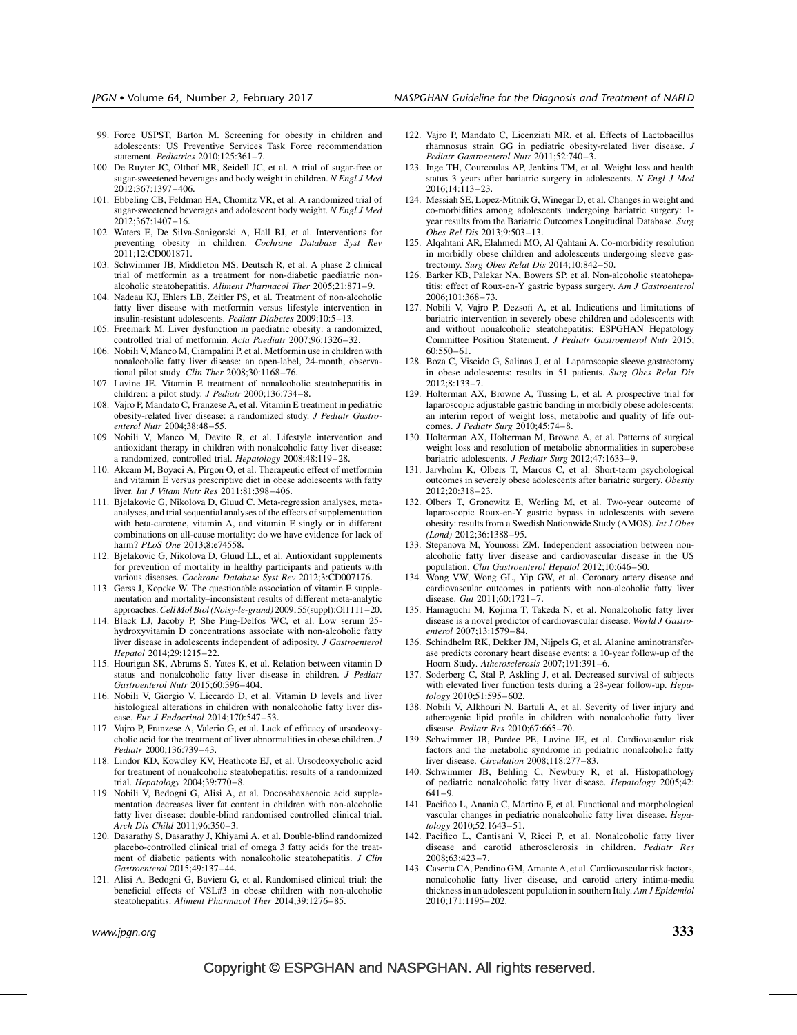99. Force USPST, Barton M. Screening for obesity in children and adolescents: US Preventive Services Task Force recommendation statement. *Pediatrics* 2010;125:361–7.
100. De Ruyter JC, Olthof MR, Seidell JC, et al. A trial of sugar-free or sugar-sweetened beverages and body weight in children. *N Engl J Med* 2012;367:1397–406.
101. Ebbeling CB, Feldman HA, Chomitz VR, et al. A randomized trial of sugar-sweetened beverages and adolescent body weight. *N Engl J Med* 2012;367:1407–16.
102. Waters E, De Silva-Sanigorski A, Hall BJ, et al. Interventions for preventing obesity in children. *Cochrane Database Syst Rev* 2011;12:CD001871.
103. Schwimmer JB, Middleton MS, Deutsch R, et al. A phase 2 clinical trial of metformin as a treatment for non-diabetic paediatric non-alcoholic steatohepatitis. *Aliment Pharmacol Ther* 2005;21:871–9.
104. Nadeau KJ, Ehlers LB, Zeitler PS, et al. Treatment of non-alcoholic fatty liver disease with metformin versus lifestyle intervention in insulin-resistant adolescents. *Pediatr Diabetes* 2009;10:5–13.
105. Freemark M. Liver dysfunction in paediatric obesity: a randomized, controlled trial of metformin. *Acta Paediatr* 2007;96:1326–32.
106. Nobili V, Manco M, Ciampalini P, et al. Metformin use in children with nonalcoholic fatty liver disease: an open-label, 24-month, observational pilot study. *Clin Ther* 2008;30:1168–76.
107. Lavine JE. Vitamin E treatment of nonalcoholic steatohepatitis in children: a pilot study. *J Pediatr* 2000;136:734–8.
108. Vajro P, Mandato C, Franzese A, et al. Vitamin E treatment in pediatric obesity-related liver disease: a randomized study. *J Pediatr Gastroenterol Nutr* 2004;38:48–55.
109. Nobili V, Manco M, Devito R, et al. Lifestyle intervention and antioxidant therapy in children with nonalcoholic fatty liver disease: a randomized, controlled trial. *Hepatology* 2008;48:119–28.
110. Akcam M, Boyaci A, Pirgon O, et al. Therapeutic effect of metformin and vitamin E versus prescriptive diet in obese adolescents with fatty liver. *Int J Vitam Nutr Res* 2011;81:398–406.
111. Bjelakovic G, Nikolova D, Gluud C. Meta-regression analyses, meta-analyses, and trial sequential analyses of the effects of supplementation with beta-carotene, vitamin A, and vitamin E singly or in different combinations on all-cause mortality: do we have evidence for lack of harm? *PLoS One* 2013;8:e74558.
112. Bjelakovic G, Nikolova D, Gluud LL, et al. Antioxidant supplements for prevention of mortality in healthy participants and patients with various diseases. *Cochrane Database Syst Rev* 2012;3:CD007176.
113. Gerss J, Kopcke W. The questionable association of vitamin E supplementation and mortality–inconsistent results of different meta-analytic approaches. *Cell Mol Biol (Noisy-le-grand)* 2009; 55(suppl):Ol1111–20.
114. Black LJ, Jacoby P, She Ping-Delfos WC, et al. Low serum 25-hydroxyvitamin D concentrations associate with non-alcoholic fatty liver disease in adolescents independent of adiposity. *J Gastroenterol Hepatol* 2014;29:1215–22.
115. Hourigan SK, Abrams S, Yates K, et al. Relation between vitamin D status and nonalcoholic fatty liver disease in children. *J Pediatr Gastroenterol Nutr* 2015;60:396–404.
116. Nobili V, Giorgio V, Liccardo D, et al. Vitamin D levels and liver histological alterations in children with nonalcoholic fatty liver disease. *Eur J Endocrinol* 2014;170:547–53.
117. Vajro P, Franzese A, Valerio G, et al. Lack of efficacy of ursodeoxycholic acid for the treatment of liver abnormalities in obese children. *J Pediatr* 2000;136:739–43.
118. Lindor KD, Kowdley KV, Heathcote EJ, et al. Ursodeoxycholic acid for treatment of nonalcoholic steatohepatitis: results of a randomized trial. *Hepatology* 2004;39:770–8.
119. Nobili V, Bedogni G, Alisi A, et al. Docosahexaenoic acid supplementation decreases liver fat content in children with non-alcoholic fatty liver disease: double-blind randomised controlled clinical trial. *Arch Dis Child* 2011;96:350–3.
120. Dasarathy S, Dasarathy J, Khiyami A, et al. Double-blind randomized placebo-controlled clinical trial of omega 3 fatty acids for the treatment of diabetic patients with nonalcoholic steatohepatitis. *J Clin Gastroenterol* 2015;49:137–44.
121. Alisi A, Bedogni G, Baviera G, et al. Randomised clinical trial: the beneficial effects of VSL#3 in obese children with non-alcoholic steatohepatitis. *Aliment Pharmacol Ther* 2014;39:1276–85.
122. Vajro P, Mandato C, Licenziati MR, et al. Effects of Lactobacillus rhamnosus strain GG in pediatric obesity-related liver disease. *J Pediatr Gastroenterol Nutr* 2011;52:740–3.
123. Inge TH, Courcoulas AP, Jenkins TM, et al. Weight loss and health status 3 years after bariatric surgery in adolescents. *N Engl J Med* 2016;14:113–23.
124. Messiah SE, Lopez-Mitnik G, Winegar D, et al. Changes in weight and co-morbidities among adolescents undergoing bariatric surgery: 1-year results from the Bariatric Outcomes Longitudinal Database. *Surg Obes Rel Dis* 2013;9:503–13.
125. Alqahtani AR, Elahmedi MO, Al Qahtani A. Co-morbidity resolution in morbidly obese children and adolescents undergoing sleeve gastrectomy. *Surg Obes Relat Dis* 2014;10:842–50.
126. Barker KB, Palekar NA, Bowers SP, et al. Non-alcoholic steatohepatitis: effect of Roux-en-Y gastric bypass surgery. *Am J Gastroenterol* 2006;101:368–73.
127. Nobili V, Vajro P, Dezsofi A, et al. Indications and limitations of bariatric intervention in severely obese children and adolescents with and without nonalcoholic steatohepatitis: ESPGHAN Hepatology Committee Position Statement. *J Pediatr Gastroenterol Nutr* 2015; 60:550–61.
128. Boza C, Viscido G, Salinas J, et al. Laparoscopic sleeve gastrectomy in obese adolescents: results in 51 patients. *Surg Obes Relat Dis* 2012;8:133–7.
129. Holterman AX, Browne A, Tussing L, et al. A prospective trial for laparoscopic adjustable gastric banding in morbidly obese adolescents: an interim report of weight loss, metabolic and quality of life outcomes. *J Pediatr Surg* 2010;45:74–8.
130. Holterman AX, Holterman M, Browne A, et al. Patterns of surgical weight loss and resolution of metabolic abnormalities in superobese bariatric adolescents. *J Pediatr Surg* 2012;47:1633–9.
131. Jarvholm K, Olbers T, Marcus C, et al. Short-term psychological outcomes in severely obese adolescents after bariatric surgery. *Obesity* 2012;20:318–23.
132. Olbers T, Gronowitz E, Werling M, et al. Two-year outcome of laparoscopic Roux-en-Y gastric bypass in adolescents with severe obesity: results from a Swedish Nationwide Study (AMOS). *Int J Obes (Lond)* 2012;36:1388–95.
133. Stepanova M, Younossi ZM. Independent association between nonalcoholic fatty liver disease and cardiovascular disease in the US population. *Clin Gastroenterol Hepatol* 2012;10:646–50.
134. Wong VW, Wong GL, Yip GW, et al. Coronary artery disease and cardiovascular outcomes in patients with non-alcoholic fatty liver disease. *Gut* 2011;60:1721–7.
135. Hamaguchi M, Kojima T, Takeda N, et al. Nonalcoholic fatty liver disease is a novel predictor of cardiovascular disease. *World J Gastroenterol* 2007;13:1579–84.
136. Schindhelm RK, Dekker JM, Nijpels G, et al. Alanine aminotransferase predicts coronary heart disease events: a 10-year follow-up of the Hoorn Study. *Atherosclerosis* 2007;191:391–6.
137. Soderberg C, Stal P, Askling J, et al. Decreased survival of subjects with elevated liver function tests during a 28-year follow-up. *Hepatology* 2010;51:595–602.
138. Nobili V, Alkhouri N, Bartuli A, et al. Severity of liver injury and atherogenic lipid profile in children with nonalcoholic fatty liver disease. *Pediatr Res* 2010;67:665–70.
139. Schwimmer JB, Pardee PE, Lavine JE, et al. Cardiovascular risk factors and the metabolic syndrome in pediatric nonalcoholic fatty liver disease. *Circulation* 2008;118:277–83.
140. Schwimmer JB, Behling C, Newbury R, et al. Histopathology of pediatric nonalcoholic fatty liver disease. *Hepatology* 2005;42: 641–9.
141. Pacifico L, Anania C, Martino F, et al. Functional and morphological vascular changes in pediatric nonalcoholic fatty liver disease. *Hepatology* 2010;52:1643–51.
142. Pacifico L, Cantisani V, Ricci P, et al. Nonalcoholic fatty liver disease and carotid atherosclerosis in children. *Pediatr Res* 2008;63:423–7.
143. Caserta CA, Pendino GM, Amante A, et al. Cardiovascular risk factors, nonalcoholic fatty liver disease, and carotid artery intima-media thickness in an adolescent population in southern Italy. *Am J Epidemiol* 2010;171:1195–202.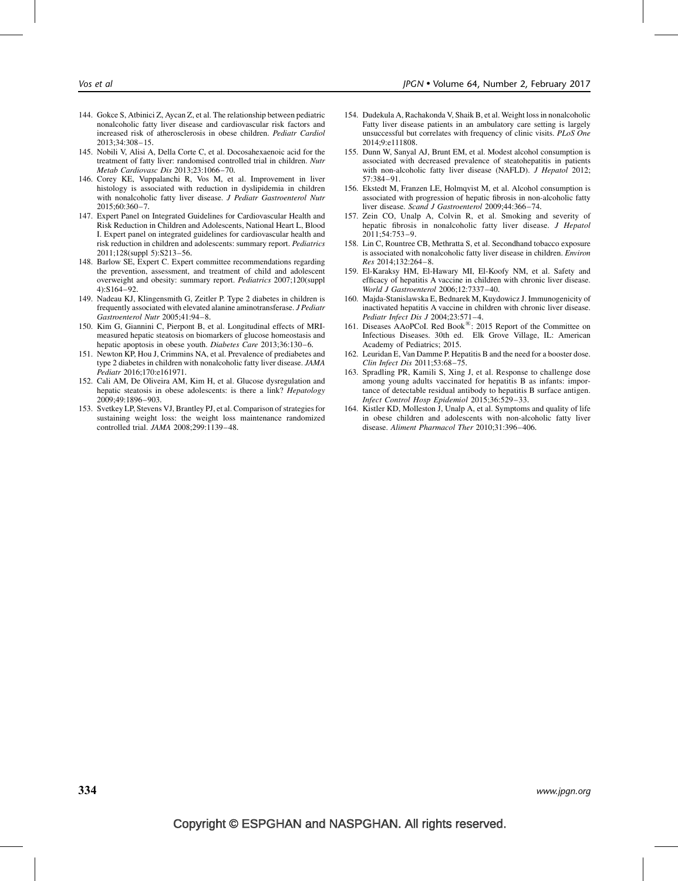144. Gokce S, Atbinici Z, Aycan Z, et al. The relationship between pediatric nonalcoholic fatty liver disease and cardiovascular risk factors and increased risk of atherosclerosis in obese children. *Pediatr Cardiol* 2013;34:308–15.
145. Nobili V, Alisi A, Della Corte C, et al. Docosahexaenoic acid for the treatment of fatty liver: randomised controlled trial in children. *Nutr Metab Cardiovasc Dis* 2013;23:1066–70.
146. Corey KE, Vuppalanchi R, Vos M, et al. Improvement in liver histology is associated with reduction in dyslipidemia in children with nonalcoholic fatty liver disease. *J Pediatr Gastroenterol Nutr* 2015;60:360–7.
147. Expert Panel on Integrated Guidelines for Cardiovascular Health and Risk Reduction in Children and Adolescents, National Heart L, Blood I. Expert panel on integrated guidelines for cardiovascular health and risk reduction in children and adolescents: summary report. *Pediatrics* 2011;128(suppl 5):S213–56.
148. Barlow SE, Expert C. Expert committee recommendations regarding the prevention, assessment, and treatment of child and adolescent overweight and obesity: summary report. *Pediatrics* 2007;120(suppl 4):S164–92.
149. Nadeau KJ, Klingensmith G, Zeitler P. Type 2 diabetes in children is frequently associated with elevated alanine aminotransferase. *J Pediatr Gastroenterol Nutr* 2005;41:94–8.
150. Kim G, Giannini C, Pierpont B, et al. Longitudinal effects of MRI-measured hepatic steatosis on biomarkers of glucose homeostasis and hepatic apoptosis in obese youth. *Diabetes Care* 2013;36:130–6.
151. Newton KP, Hou J, Crimmins NA, et al. Prevalence of prediabetes and type 2 diabetes in children with nonalcoholic fatty liver disease. *JAMA Pediatr* 2016;170:e161971.
152. Cali AM, De Oliveira AM, Kim H, et al. Glucose dysregulation and hepatic steatosis in obese adolescents: is there a link? *Hepatology* 2009;49:1896–903.
153. Svetkey LP, Stevens VJ, Brantley PJ, et al. Comparison of strategies for sustaining weight loss: the weight loss maintenance randomized controlled trial. *JAMA* 2008;299:1139–48.
154. Dudekula A, Rachakonda V, Shaik B, et al. Weight loss in nonalcoholic Fatty liver disease patients in an ambulatory care setting is largely unsuccessful but correlates with frequency of clinic visits. *PLoS One* 2014;9:e111808.
155. Dunn W, Sanyal AJ, Brunt EM, et al. Modest alcohol consumption is associated with decreased prevalence of steatohepatitis in patients with non-alcoholic fatty liver disease (NAFLD). *J Hepatol* 2012; 57:384–91.
156. Ekstedt M, Franzen LE, Holmqvist M, et al. Alcohol consumption is associated with progression of hepatic fibrosis in non-alcoholic fatty liver disease. *Scand J Gastroenterol* 2009;44:366–74.
157. Zein CO, Unalp A, Colvin R, et al. Smoking and severity of hepatic fibrosis in nonalcoholic fatty liver disease. *J Hepatol* 2011;54:753–9.
158. Lin C, Rountree CB, Methratta S, et al. Secondhand tobacco exposure is associated with nonalcoholic fatty liver disease in children. *Environ Res* 2014;132:264–8.
159. El-Karaksy HM, El-Hawary MI, El-Koofy NM, et al. Safety and efficacy of hepatitis A vaccine in children with chronic liver disease. *World J Gastroenterol* 2006;12:7337–40.
160. Majda-Stanislawska E, Bednarek M, Kuydowicz J. Immunogenicity of inactivated hepatitis A vaccine in children with chronic liver disease. *Pediatr Infect Dis J* 2004;23:571–4.
161. Diseases AAoPCoI. Red Book®: 2015 Report of the Committee on Infectious Diseases. 30th ed. Elk Grove Village, IL: American Academy of Pediatrics; 2015.
162. Leuridan E, Van Damme P. Hepatitis B and the need for a booster dose. *Clin Infect Dis* 2011;53:68–75.
163. Spradling PR, Kamili S, Xing J, et al. Response to challenge dose among young adults vaccinated for hepatitis B as infants: importance of detectable residual antibody to hepatitis B surface antigen. *Infect Control Hosp Epidemiol* 2015;36:529–33.
164. Kistler KD, Molleston J, Unalp A, et al. Symptoms and quality of life in obese children and adolescents with non-alcoholic fatty liver disease. *Aliment Pharmacol Ther* 2010;31:396–406.

Copyright © ESPGHAN and NASPGHAN. All rights reserved.